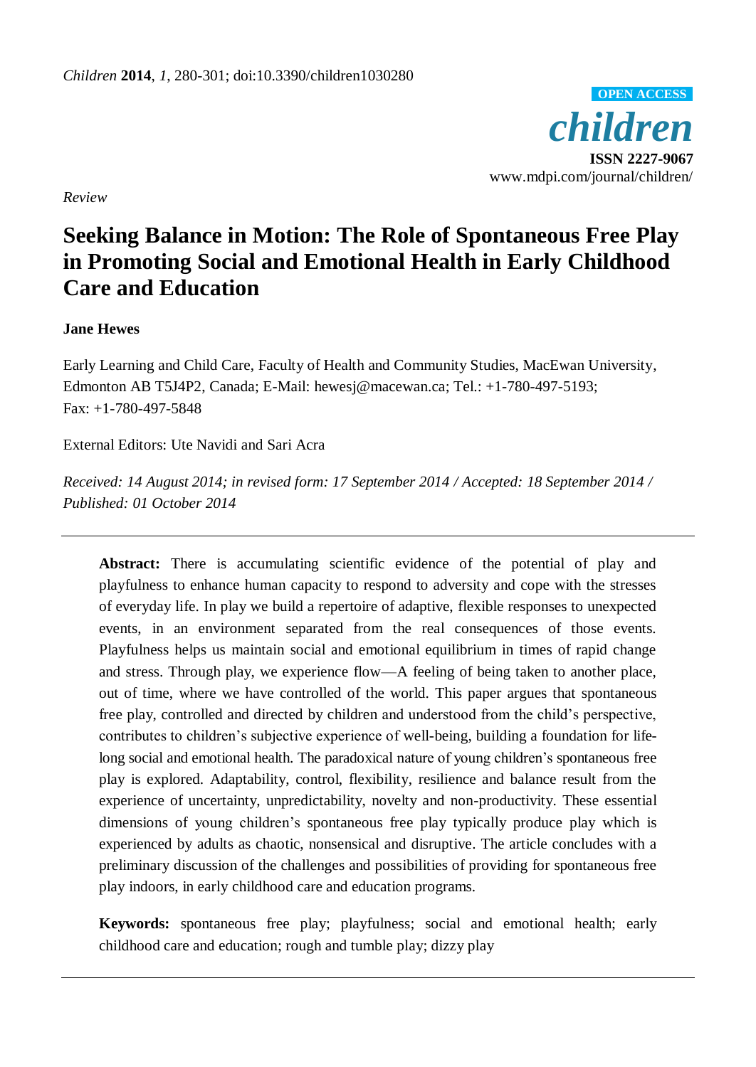*Children* **2014**, *1*, 280-301; doi:10.3390/children1030280

OPEN ACCESS

***children***

**ISSN 2227-9067**

www.mdpi.com/journal/children/

*Review*

# Seeking Balance in Motion: The Role of Spontaneous Free Play in Promoting Social and Emotional Health in Early Childhood Care and Education

**Jane Hewes**

Early Learning and Child Care, Faculty of Health and Community Studies, MacEwan University, Edmonton AB T5J4P2, Canada; E-Mail: hewesj@macewan.ca; Tel.: +1-780-497-5193; Fax: +1-780-497-5848

External Editors: Ute Navidi and Sari Acra

*Received: 14 August 2014; in revised form: 17 September 2014 / Accepted: 18 September 2014 / Published: 01 October 2014*

---

**Abstract:** There is accumulating scientific evidence of the potential of play and playfulness to enhance human capacity to respond to adversity and cope with the stresses of everyday life. In play we build a repertoire of adaptive, flexible responses to unexpected events, in an environment separated from the real consequences of those events. Playfulness helps us maintain social and emotional equilibrium in times of rapid change and stress. Through play, we experience flow—A feeling of being taken to another place, out of time, where we have controlled of the world. This paper argues that spontaneous free play, controlled and directed by children and understood from the child's perspective, contributes to children's subjective experience of well-being, building a foundation for life-long social and emotional health. The paradoxical nature of young children's spontaneous free play is explored. Adaptability, control, flexibility, resilience and balance result from the experience of uncertainty, unpredictability, novelty and non-productivity. These essential dimensions of young children's spontaneous free play typically produce play which is experienced by adults as chaotic, nonsensical and disruptive. The article concludes with a preliminary discussion of the challenges and possibilities of providing for spontaneous free play indoors, in early childhood care and education programs.

**Keywords:** spontaneous free play; playfulness; social and emotional health; early childhood care and education; rough and tumble play; dizzy play

---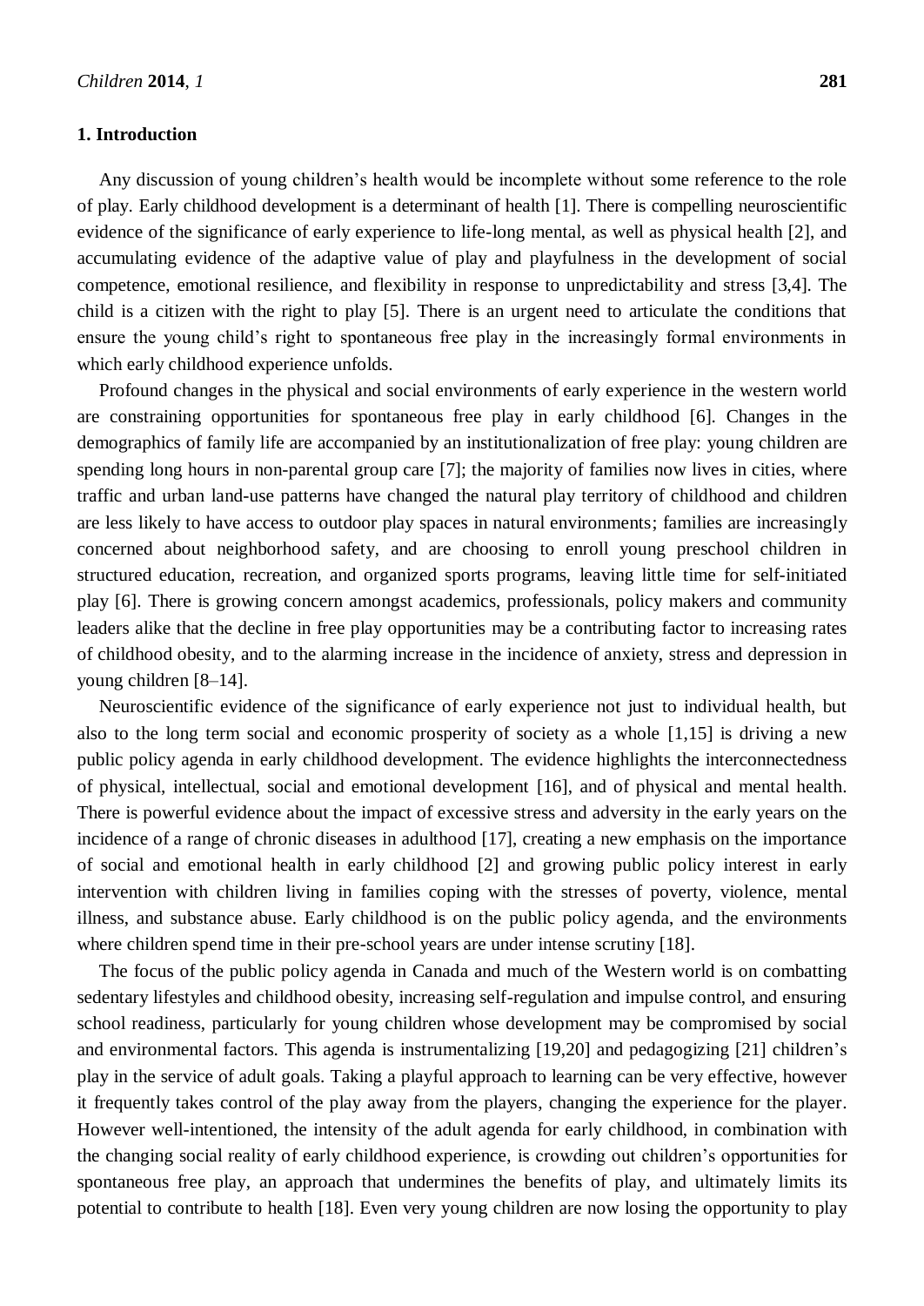## 1. Introduction

Any discussion of young children's health would be incomplete without some reference to the role of play. Early childhood development is a determinant of health [1]. There is compelling neuroscientific evidence of the significance of early experience to life-long mental, as well as physical health [2], and accumulating evidence of the adaptive value of play and playfulness in the development of social competence, emotional resilience, and flexibility in response to unpredictability and stress [3,4]. The child is a citizen with the right to play [5]. There is an urgent need to articulate the conditions that ensure the young child's right to spontaneous free play in the increasingly formal environments in which early childhood experience unfolds.

Profound changes in the physical and social environments of early experience in the western world are constraining opportunities for spontaneous free play in early childhood [6]. Changes in the demographics of family life are accompanied by an institutionalization of free play: young children are spending long hours in non-parental group care [7]; the majority of families now lives in cities, where traffic and urban land-use patterns have changed the natural play territory of childhood and children are less likely to have access to outdoor play spaces in natural environments; families are increasingly concerned about neighborhood safety, and are choosing to enroll young preschool children in structured education, recreation, and organized sports programs, leaving little time for self-initiated play [6]. There is growing concern amongst academics, professionals, policy makers and community leaders alike that the decline in free play opportunities may be a contributing factor to increasing rates of childhood obesity, and to the alarming increase in the incidence of anxiety, stress and depression in young children [8–14].

Neuroscientific evidence of the significance of early experience not just to individual health, but also to the long term social and economic prosperity of society as a whole [1,15] is driving a new public policy agenda in early childhood development. The evidence highlights the interconnectedness of physical, intellectual, social and emotional development [16], and of physical and mental health. There is powerful evidence about the impact of excessive stress and adversity in the early years on the incidence of a range of chronic diseases in adulthood [17], creating a new emphasis on the importance of social and emotional health in early childhood [2] and growing public policy interest in early intervention with children living in families coping with the stresses of poverty, violence, mental illness, and substance abuse. Early childhood is on the public policy agenda, and the environments where children spend time in their pre-school years are under intense scrutiny [18].

The focus of the public policy agenda in Canada and much of the Western world is on combatting sedentary lifestyles and childhood obesity, increasing self-regulation and impulse control, and ensuring school readiness, particularly for young children whose development may be compromised by social and environmental factors. This agenda is instrumentalizing [19,20] and pedagogizing [21] children's play in the service of adult goals. Taking a playful approach to learning can be very effective, however it frequently takes control of the play away from the players, changing the experience for the player. However well-intentioned, the intensity of the adult agenda for early childhood, in combination with the changing social reality of early childhood experience, is crowding out children's opportunities for spontaneous free play, an approach that undermines the benefits of play, and ultimately limits its potential to contribute to health [18]. Even very young children are now losing the opportunity to play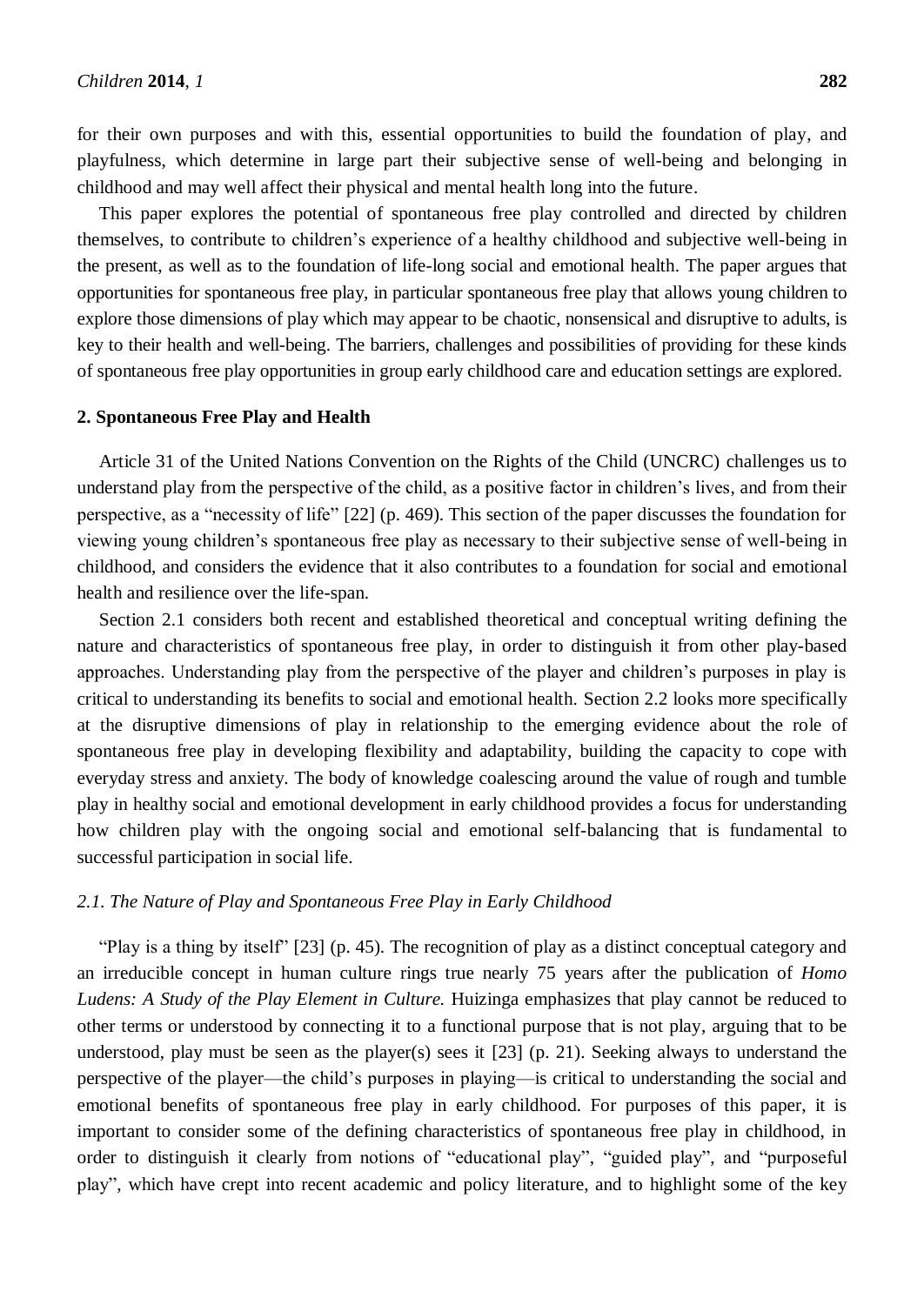for their own purposes and with this, essential opportunities to build the foundation of play, and playfulness, which determine in large part their subjective sense of well-being and belonging in childhood and may well affect their physical and mental health long into the future.

This paper explores the potential of spontaneous free play controlled and directed by children themselves, to contribute to children's experience of a healthy childhood and subjective well-being in the present, as well as to the foundation of life-long social and emotional health. The paper argues that opportunities for spontaneous free play, in particular spontaneous free play that allows young children to explore those dimensions of play which may appear to be chaotic, nonsensical and disruptive to adults, is key to their health and well-being. The barriers, challenges and possibilities of providing for these kinds of spontaneous free play opportunities in group early childhood care and education settings are explored.

## 2. Spontaneous Free Play and Health

Article 31 of the United Nations Convention on the Rights of the Child (UNCRC) challenges us to understand play from the perspective of the child, as a positive factor in children's lives, and from their perspective, as a "necessity of life" [22] (p. 469). This section of the paper discusses the foundation for viewing young children's spontaneous free play as necessary to their subjective sense of well-being in childhood, and considers the evidence that it also contributes to a foundation for social and emotional health and resilience over the life-span.

Section 2.1 considers both recent and established theoretical and conceptual writing defining the nature and characteristics of spontaneous free play, in order to distinguish it from other play-based approaches. Understanding play from the perspective of the player and children's purposes in play is critical to understanding its benefits to social and emotional health. Section 2.2 looks more specifically at the disruptive dimensions of play in relationship to the emerging evidence about the role of spontaneous free play in developing flexibility and adaptability, building the capacity to cope with everyday stress and anxiety. The body of knowledge coalescing around the value of rough and tumble play in healthy social and emotional development in early childhood provides a focus for understanding how children play with the ongoing social and emotional self-balancing that is fundamental to successful participation in social life.

### *2.1. The Nature of Play and Spontaneous Free Play in Early Childhood*

"Play is a thing by itself" [23] (p. 45). The recognition of play as a distinct conceptual category and an irreducible concept in human culture rings true nearly 75 years after the publication of *Homo Ludens: A Study of the Play Element in Culture.* Huizinga emphasizes that play cannot be reduced to other terms or understood by connecting it to a functional purpose that is not play, arguing that to be understood, play must be seen as the player(s) sees it [23] (p. 21). Seeking always to understand the perspective of the player—the child's purposes in playing—is critical to understanding the social and emotional benefits of spontaneous free play in early childhood. For purposes of this paper, it is important to consider some of the defining characteristics of spontaneous free play in childhood, in order to distinguish it clearly from notions of "educational play", "guided play", and "purposeful play", which have crept into recent academic and policy literature, and to highlight some of the key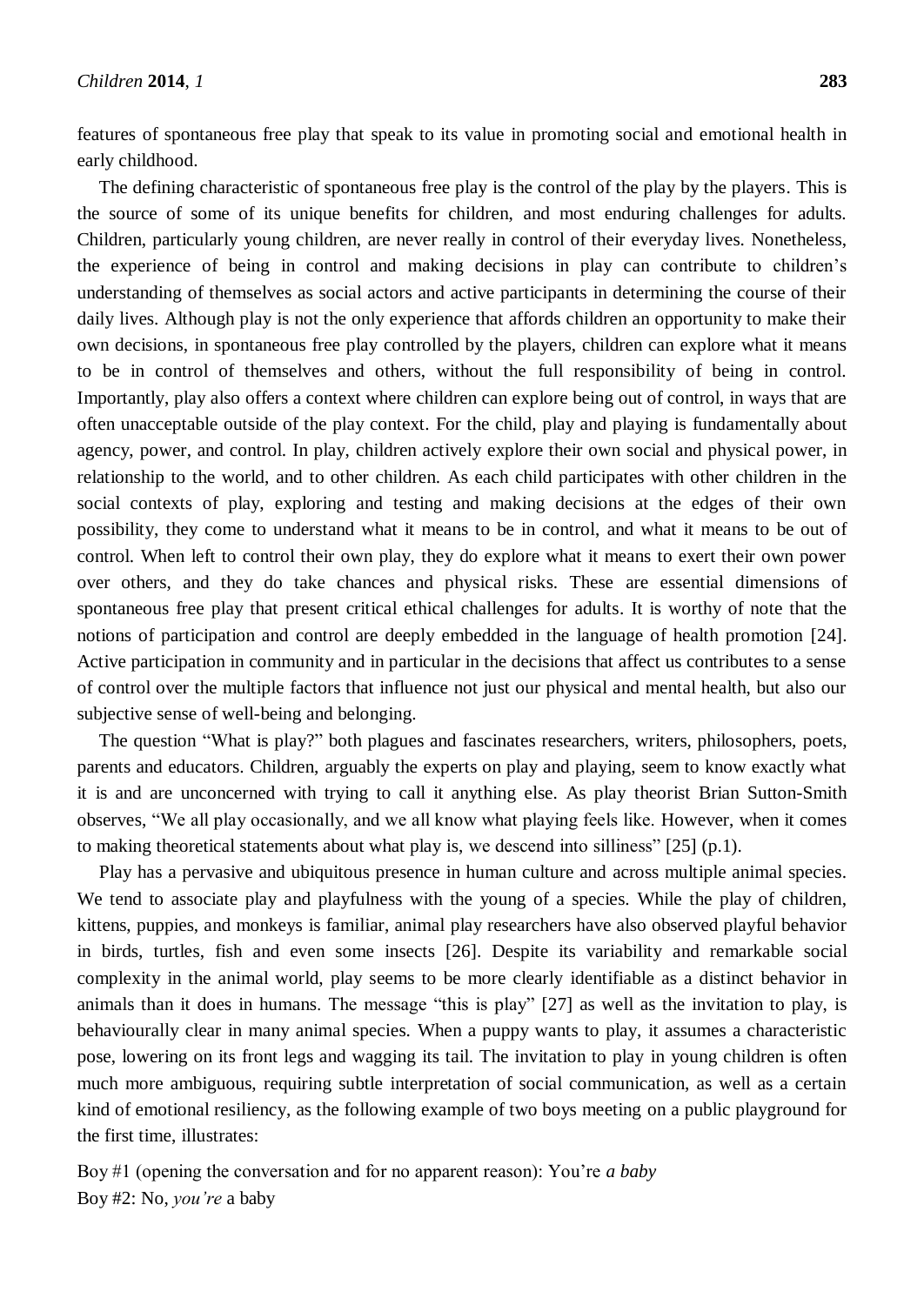features of spontaneous free play that speak to its value in promoting social and emotional health in early childhood.

The defining characteristic of spontaneous free play is the control of the play by the players. This is the source of some of its unique benefits for children, and most enduring challenges for adults. Children, particularly young children, are never really in control of their everyday lives. Nonetheless, the experience of being in control and making decisions in play can contribute to children's understanding of themselves as social actors and active participants in determining the course of their daily lives. Although play is not the only experience that affords children an opportunity to make their own decisions, in spontaneous free play controlled by the players, children can explore what it means to be in control of themselves and others, without the full responsibility of being in control. Importantly, play also offers a context where children can explore being out of control, in ways that are often unacceptable outside of the play context. For the child, play and playing is fundamentally about agency, power, and control. In play, children actively explore their own social and physical power, in relationship to the world, and to other children. As each child participates with other children in the social contexts of play, exploring and testing and making decisions at the edges of their own possibility, they come to understand what it means to be in control, and what it means to be out of control. When left to control their own play, they do explore what it means to exert their own power over others, and they do take chances and physical risks. These are essential dimensions of spontaneous free play that present critical ethical challenges for adults. It is worthy of note that the notions of participation and control are deeply embedded in the language of health promotion [24]. Active participation in community and in particular in the decisions that affect us contributes to a sense of control over the multiple factors that influence not just our physical and mental health, but also our subjective sense of well-being and belonging.

The question "What is play?" both plagues and fascinates researchers, writers, philosophers, poets, parents and educators. Children, arguably the experts on play and playing, seem to know exactly what it is and are unconcerned with trying to call it anything else. As play theorist Brian Sutton-Smith observes, "We all play occasionally, and we all know what playing feels like. However, when it comes to making theoretical statements about what play is, we descend into silliness" [25] (p.1).

Play has a pervasive and ubiquitous presence in human culture and across multiple animal species. We tend to associate play and playfulness with the young of a species. While the play of children, kittens, puppies, and monkeys is familiar, animal play researchers have also observed playful behavior in birds, turtles, fish and even some insects [26]. Despite its variability and remarkable social complexity in the animal world, play seems to be more clearly identifiable as a distinct behavior in animals than it does in humans. The message "this is play" [27] as well as the invitation to play, is behaviourally clear in many animal species. When a puppy wants to play, it assumes a characteristic pose, lowering on its front legs and wagging its tail. The invitation to play in young children is often much more ambiguous, requiring subtle interpretation of social communication, as well as a certain kind of emotional resiliency, as the following example of two boys meeting on a public playground for the first time, illustrates:

Boy #1 (opening the conversation and for no apparent reason): You're *a baby*  
Boy #2: No, *you're* a baby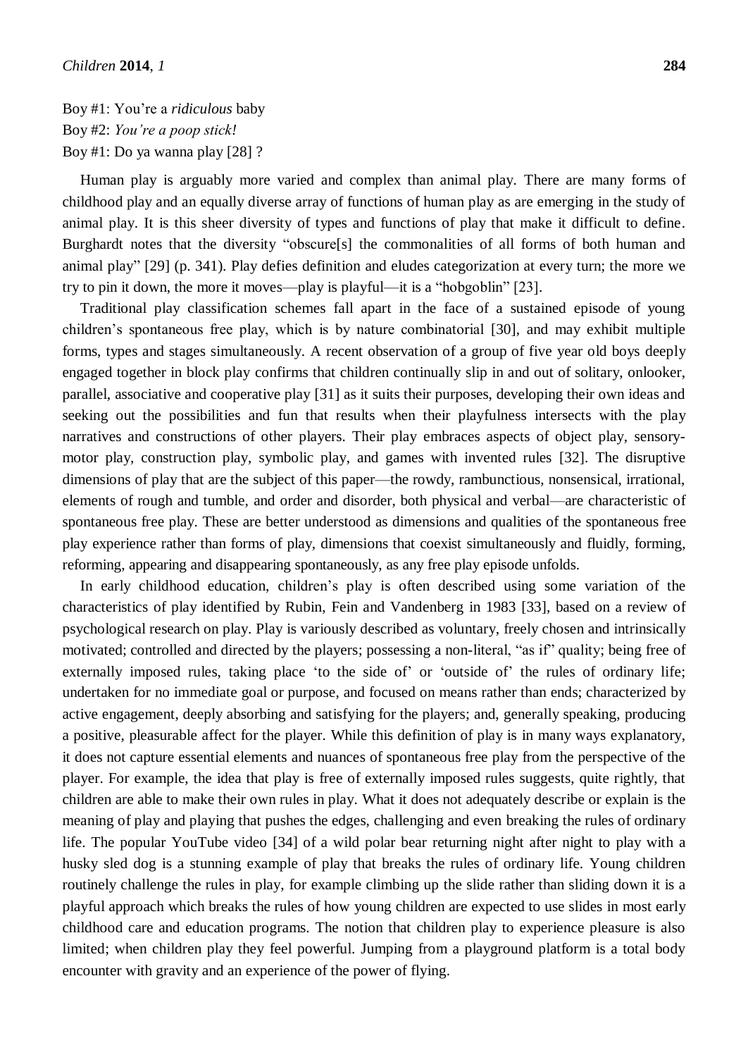Boy #1: You're a *ridiculous* baby  
Boy #2: *You're a poop stick!*  
Boy #1: Do ya wanna play [28] ?

Human play is arguably more varied and complex than animal play. There are many forms of childhood play and an equally diverse array of functions of human play as are emerging in the study of animal play. It is this sheer diversity of types and functions of play that make it difficult to define. Burghardt notes that the diversity "obscure[s] the commonalities of all forms of both human and animal play" [29] (p. 341). Play defies definition and eludes categorization at every turn; the more we try to pin it down, the more it moves—play is playful—it is a "hobgoblin" [23].

Traditional play classification schemes fall apart in the face of a sustained episode of young children's spontaneous free play, which is by nature combinatorial [30], and may exhibit multiple forms, types and stages simultaneously. A recent observation of a group of five year old boys deeply engaged together in block play confirms that children continually slip in and out of solitary, onlooker, parallel, associative and cooperative play [31] as it suits their purposes, developing their own ideas and seeking out the possibilities and fun that results when their playfulness intersects with the play narratives and constructions of other players. Their play embraces aspects of object play, sensory-motor play, construction play, symbolic play, and games with invented rules [32]. The disruptive dimensions of play that are the subject of this paper—the rowdy, rambunctious, nonsensical, irrational, elements of rough and tumble, and order and disorder, both physical and verbal—are characteristic of spontaneous free play. These are better understood as dimensions and qualities of the spontaneous free play experience rather than forms of play, dimensions that coexist simultaneously and fluidly, forming, reforming, appearing and disappearing spontaneously, as any free play episode unfolds.

In early childhood education, children's play is often described using some variation of the characteristics of play identified by Rubin, Fein and Vandenberg in 1983 [33], based on a review of psychological research on play. Play is variously described as voluntary, freely chosen and intrinsically motivated; controlled and directed by the players; possessing a non-literal, "as if" quality; being free of externally imposed rules, taking place 'to the side of' or 'outside of' the rules of ordinary life; undertaken for no immediate goal or purpose, and focused on means rather than ends; characterized by active engagement, deeply absorbing and satisfying for the players; and, generally speaking, producing a positive, pleasurable affect for the player. While this definition of play is in many ways explanatory, it does not capture essential elements and nuances of spontaneous free play from the perspective of the player. For example, the idea that play is free of externally imposed rules suggests, quite rightly, that children are able to make their own rules in play. What it does not adequately describe or explain is the meaning of play and playing that pushes the edges, challenging and even breaking the rules of ordinary life. The popular YouTube video [34] of a wild polar bear returning night after night to play with a husky sled dog is a stunning example of play that breaks the rules of ordinary life. Young children routinely challenge the rules in play, for example climbing up the slide rather than sliding down it is a playful approach which breaks the rules of how young children are expected to use slides in most early childhood care and education programs. The notion that children play to experience pleasure is also limited; when children play they feel powerful. Jumping from a playground platform is a total body encounter with gravity and an experience of the power of flying.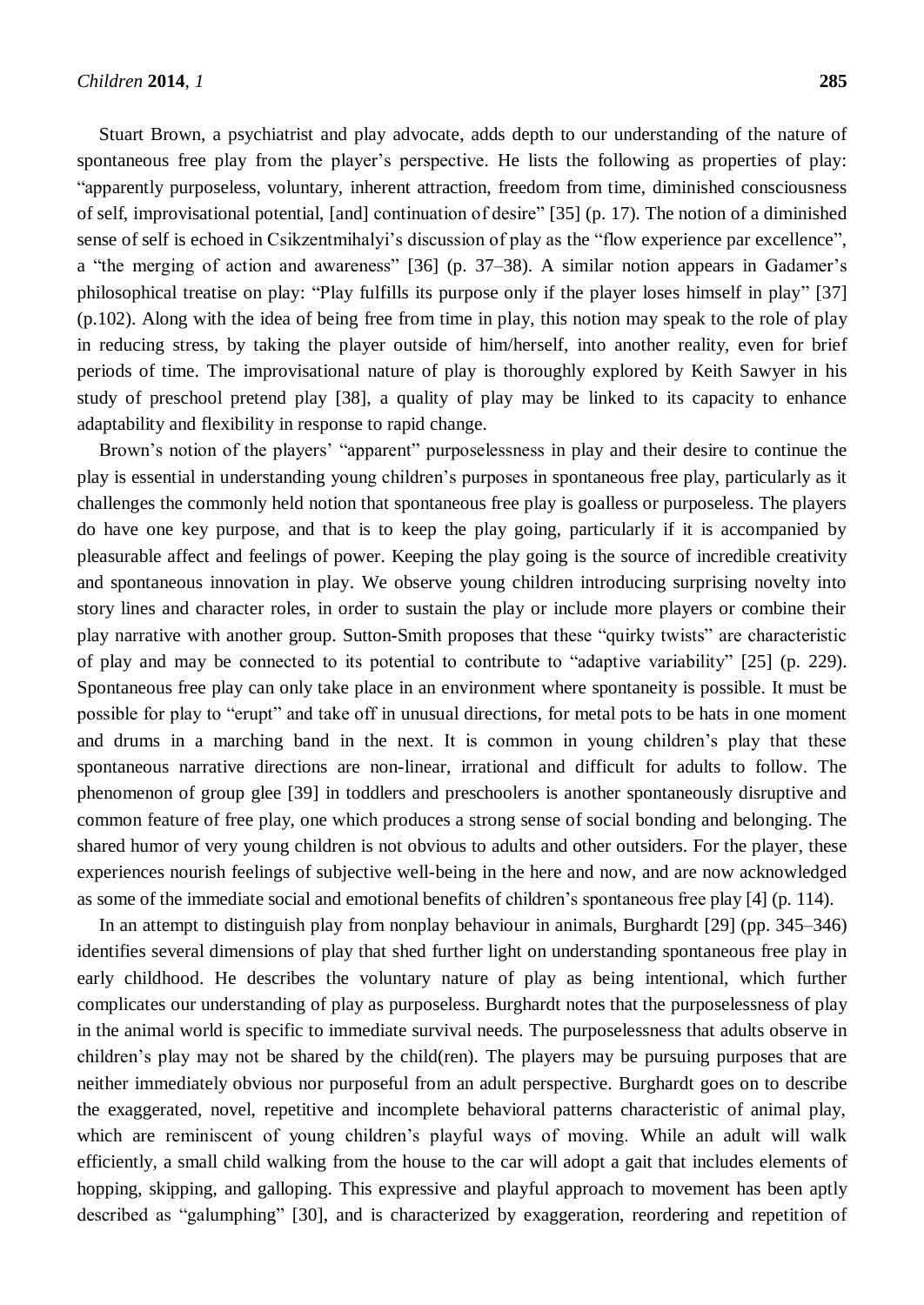Stuart Brown, a psychiatrist and play advocate, adds depth to our understanding of the nature of spontaneous free play from the player's perspective. He lists the following as properties of play: "apparently purposeless, voluntary, inherent attraction, freedom from time, diminished consciousness of self, improvisational potential, [and] continuation of desire" [35] (p. 17). The notion of a diminished sense of self is echoed in Csikzentmihalyi's discussion of play as the "flow experience par excellence", a "the merging of action and awareness" [36] (p. 37–38). A similar notion appears in Gadamer's philosophical treatise on play: "Play fulfills its purpose only if the player loses himself in play" [37] (p.102). Along with the idea of being free from time in play, this notion may speak to the role of play in reducing stress, by taking the player outside of him/herself, into another reality, even for brief periods of time. The improvisational nature of play is thoroughly explored by Keith Sawyer in his study of preschool pretend play [38], a quality of play may be linked to its capacity to enhance adaptability and flexibility in response to rapid change.

Brown's notion of the players' "apparent" purposelessness in play and their desire to continue the play is essential in understanding young children's purposes in spontaneous free play, particularly as it challenges the commonly held notion that spontaneous free play is goalless or purposeless. The players do have one key purpose, and that is to keep the play going, particularly if it is accompanied by pleasurable affect and feelings of power. Keeping the play going is the source of incredible creativity and spontaneous innovation in play. We observe young children introducing surprising novelty into story lines and character roles, in order to sustain the play or include more players or combine their play narrative with another group. Sutton-Smith proposes that these "quirky twists" are characteristic of play and may be connected to its potential to contribute to "adaptive variability" [25] (p. 229). Spontaneous free play can only take place in an environment where spontaneity is possible. It must be possible for play to "erupt" and take off in unusual directions, for metal pots to be hats in one moment and drums in a marching band in the next. It is common in young children's play that these spontaneous narrative directions are non-linear, irrational and difficult for adults to follow. The phenomenon of group glee [39] in toddlers and preschoolers is another spontaneously disruptive and common feature of free play, one which produces a strong sense of social bonding and belonging. The shared humor of very young children is not obvious to adults and other outsiders. For the player, these experiences nourish feelings of subjective well-being in the here and now, and are now acknowledged as some of the immediate social and emotional benefits of children's spontaneous free play [4] (p. 114).

In an attempt to distinguish play from nonplay behaviour in animals, Burghardt [29] (pp. 345–346) identifies several dimensions of play that shed further light on understanding spontaneous free play in early childhood. He describes the voluntary nature of play as being intentional, which further complicates our understanding of play as purposeless. Burghardt notes that the purposelessness of play in the animal world is specific to immediate survival needs. The purposelessness that adults observe in children's play may not be shared by the child(ren). The players may be pursuing purposes that are neither immediately obvious nor purposeful from an adult perspective. Burghardt goes on to describe the exaggerated, novel, repetitive and incomplete behavioral patterns characteristic of animal play, which are reminiscent of young children's playful ways of moving. While an adult will walk efficiently, a small child walking from the house to the car will adopt a gait that includes elements of hopping, skipping, and galloping. This expressive and playful approach to movement has been aptly described as "galumphing" [30], and is characterized by exaggeration, reordering and repetition of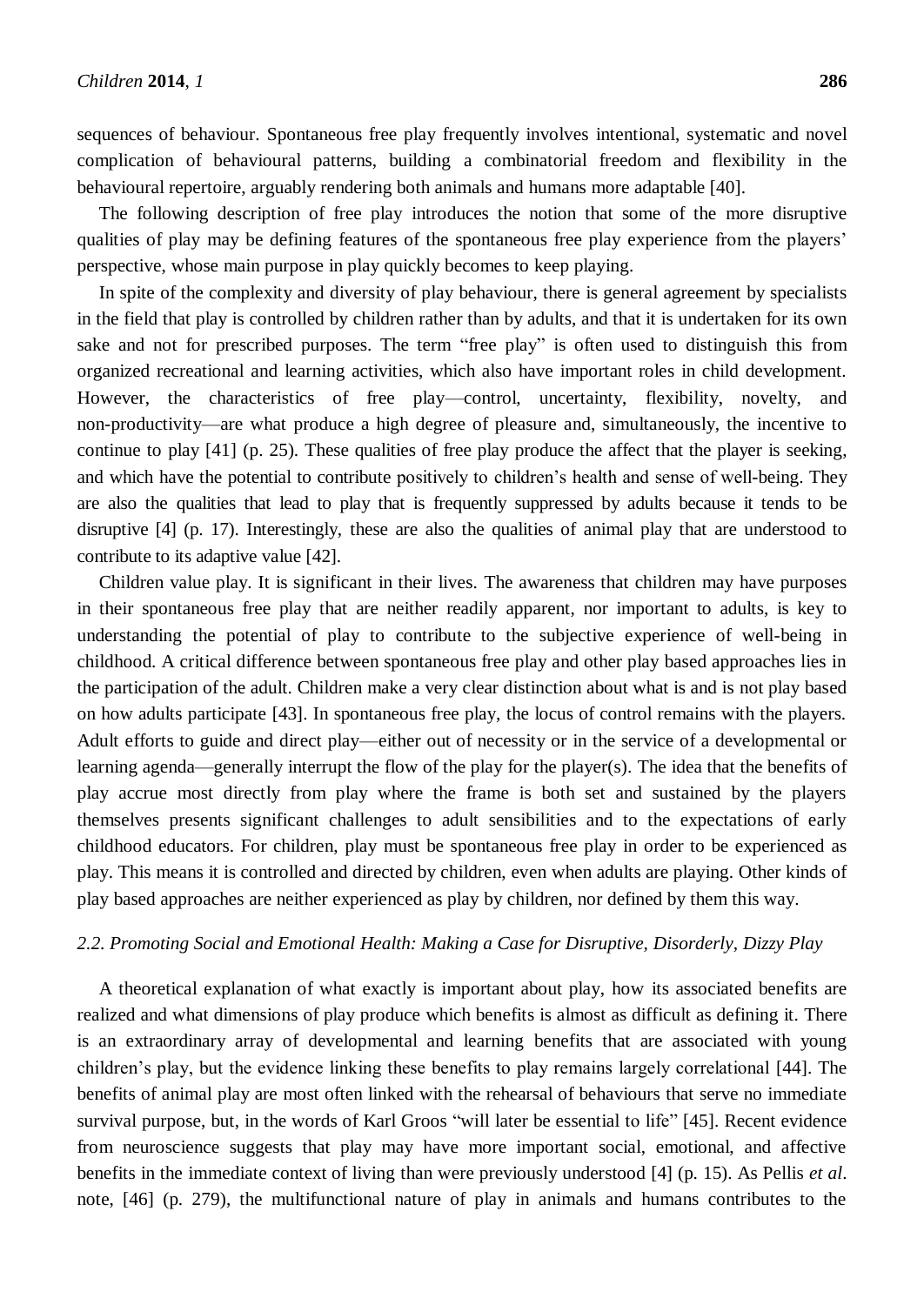sequences of behaviour. Spontaneous free play frequently involves intentional, systematic and novel complication of behavioural patterns, building a combinatorial freedom and flexibility in the behavioural repertoire, arguably rendering both animals and humans more adaptable [40].

The following description of free play introduces the notion that some of the more disruptive qualities of play may be defining features of the spontaneous free play experience from the players' perspective, whose main purpose in play quickly becomes to keep playing.

In spite of the complexity and diversity of play behaviour, there is general agreement by specialists in the field that play is controlled by children rather than by adults, and that it is undertaken for its own sake and not for prescribed purposes. The term "free play" is often used to distinguish this from organized recreational and learning activities, which also have important roles in child development. However, the characteristics of free play—control, uncertainty, flexibility, novelty, and non-productivity—are what produce a high degree of pleasure and, simultaneously, the incentive to continue to play [41] (p. 25). These qualities of free play produce the affect that the player is seeking, and which have the potential to contribute positively to children's health and sense of well-being. They are also the qualities that lead to play that is frequently suppressed by adults because it tends to be disruptive [4] (p. 17). Interestingly, these are also the qualities of animal play that are understood to contribute to its adaptive value [42].

Children value play. It is significant in their lives. The awareness that children may have purposes in their spontaneous free play that are neither readily apparent, nor important to adults, is key to understanding the potential of play to contribute to the subjective experience of well-being in childhood. A critical difference between spontaneous free play and other play based approaches lies in the participation of the adult. Children make a very clear distinction about what is and is not play based on how adults participate [43]. In spontaneous free play, the locus of control remains with the players. Adult efforts to guide and direct play—either out of necessity or in the service of a developmental or learning agenda—generally interrupt the flow of the play for the player(s). The idea that the benefits of play accrue most directly from play where the frame is both set and sustained by the players themselves presents significant challenges to adult sensibilities and to the expectations of early childhood educators. For children, play must be spontaneous free play in order to be experienced as play. This means it is controlled and directed by children, even when adults are playing. Other kinds of play based approaches are neither experienced as play by children, nor defined by them this way.

### *2.2. Promoting Social and Emotional Health: Making a Case for Disruptive, Disorderly, Dizzy Play*

A theoretical explanation of what exactly is important about play, how its associated benefits are realized and what dimensions of play produce which benefits is almost as difficult as defining it. There is an extraordinary array of developmental and learning benefits that are associated with young children's play, but the evidence linking these benefits to play remains largely correlational [44]. The benefits of animal play are most often linked with the rehearsal of behaviours that serve no immediate survival purpose, but, in the words of Karl Groos "will later be essential to life" [45]. Recent evidence from neuroscience suggests that play may have more important social, emotional, and affective benefits in the immediate context of living than were previously understood [4] (p. 15). As Pellis *et al*. note, [46] (p. 279), the multifunctional nature of play in animals and humans contributes to the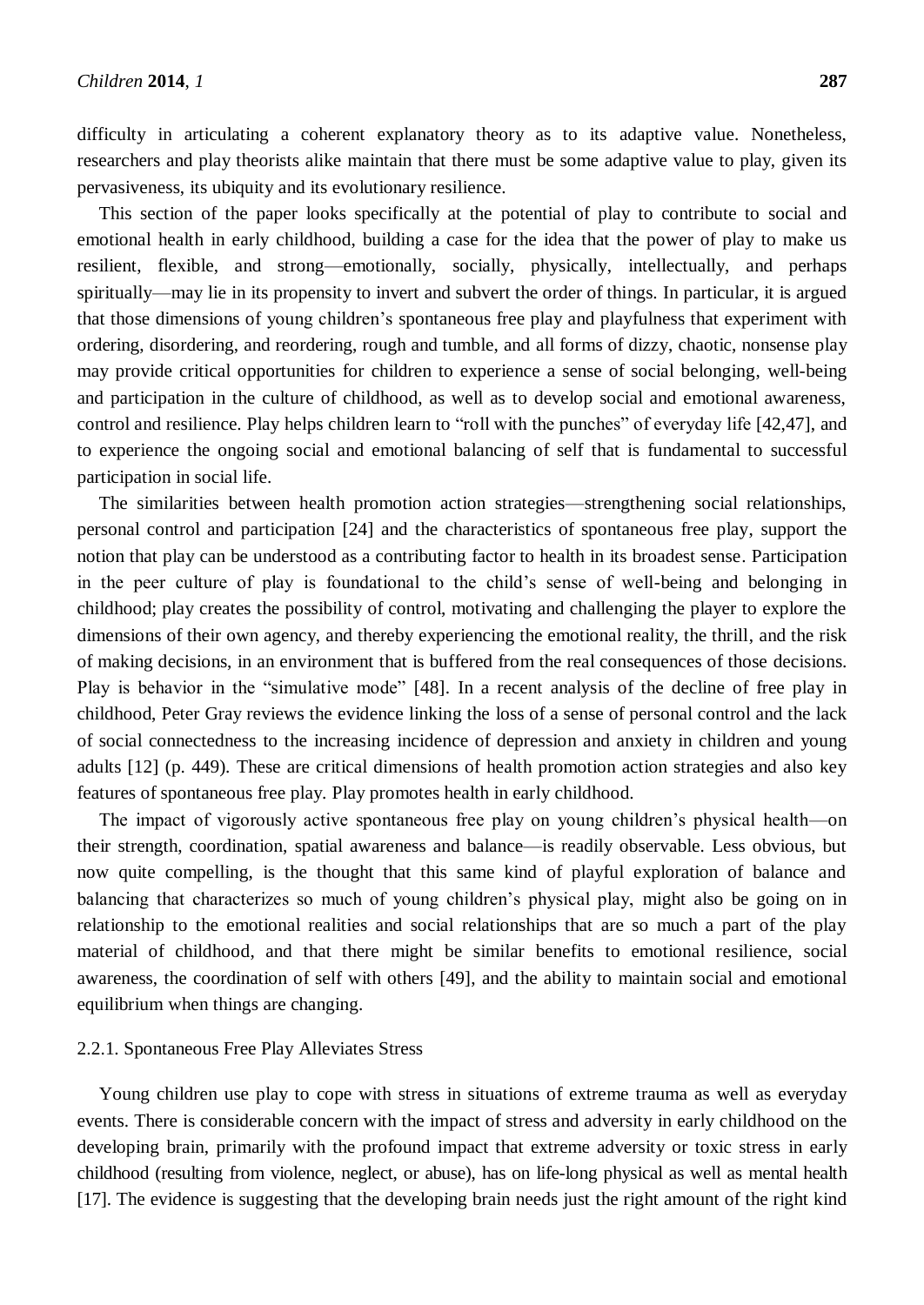difficulty in articulating a coherent explanatory theory as to its adaptive value. Nonetheless, researchers and play theorists alike maintain that there must be some adaptive value to play, given its pervasiveness, its ubiquity and its evolutionary resilience.

This section of the paper looks specifically at the potential of play to contribute to social and emotional health in early childhood, building a case for the idea that the power of play to make us resilient, flexible, and strong—emotionally, socially, physically, intellectually, and perhaps spiritually—may lie in its propensity to invert and subvert the order of things. In particular, it is argued that those dimensions of young children's spontaneous free play and playfulness that experiment with ordering, disordering, and reordering, rough and tumble, and all forms of dizzy, chaotic, nonsense play may provide critical opportunities for children to experience a sense of social belonging, well-being and participation in the culture of childhood, as well as to develop social and emotional awareness, control and resilience. Play helps children learn to "roll with the punches" of everyday life [42,47], and to experience the ongoing social and emotional balancing of self that is fundamental to successful participation in social life.

The similarities between health promotion action strategies—strengthening social relationships, personal control and participation [24] and the characteristics of spontaneous free play, support the notion that play can be understood as a contributing factor to health in its broadest sense. Participation in the peer culture of play is foundational to the child's sense of well-being and belonging in childhood; play creates the possibility of control, motivating and challenging the player to explore the dimensions of their own agency, and thereby experiencing the emotional reality, the thrill, and the risk of making decisions, in an environment that is buffered from the real consequences of those decisions. Play is behavior in the "simulative mode" [48]. In a recent analysis of the decline of free play in childhood, Peter Gray reviews the evidence linking the loss of a sense of personal control and the lack of social connectedness to the increasing incidence of depression and anxiety in children and young adults [12] (p. 449). These are critical dimensions of health promotion action strategies and also key features of spontaneous free play. Play promotes health in early childhood.

The impact of vigorously active spontaneous free play on young children's physical health—on their strength, coordination, spatial awareness and balance—is readily observable. Less obvious, but now quite compelling, is the thought that this same kind of playful exploration of balance and balancing that characterizes so much of young children's physical play, might also be going on in relationship to the emotional realities and social relationships that are so much a part of the play material of childhood, and that there might be similar benefits to emotional resilience, social awareness, the coordination of self with others [49], and the ability to maintain social and emotional equilibrium when things are changing.

#### 2.2.1. Spontaneous Free Play Alleviates Stress

Young children use play to cope with stress in situations of extreme trauma as well as everyday events. There is considerable concern with the impact of stress and adversity in early childhood on the developing brain, primarily with the profound impact that extreme adversity or toxic stress in early childhood (resulting from violence, neglect, or abuse), has on life-long physical as well as mental health [17]. The evidence is suggesting that the developing brain needs just the right amount of the right kind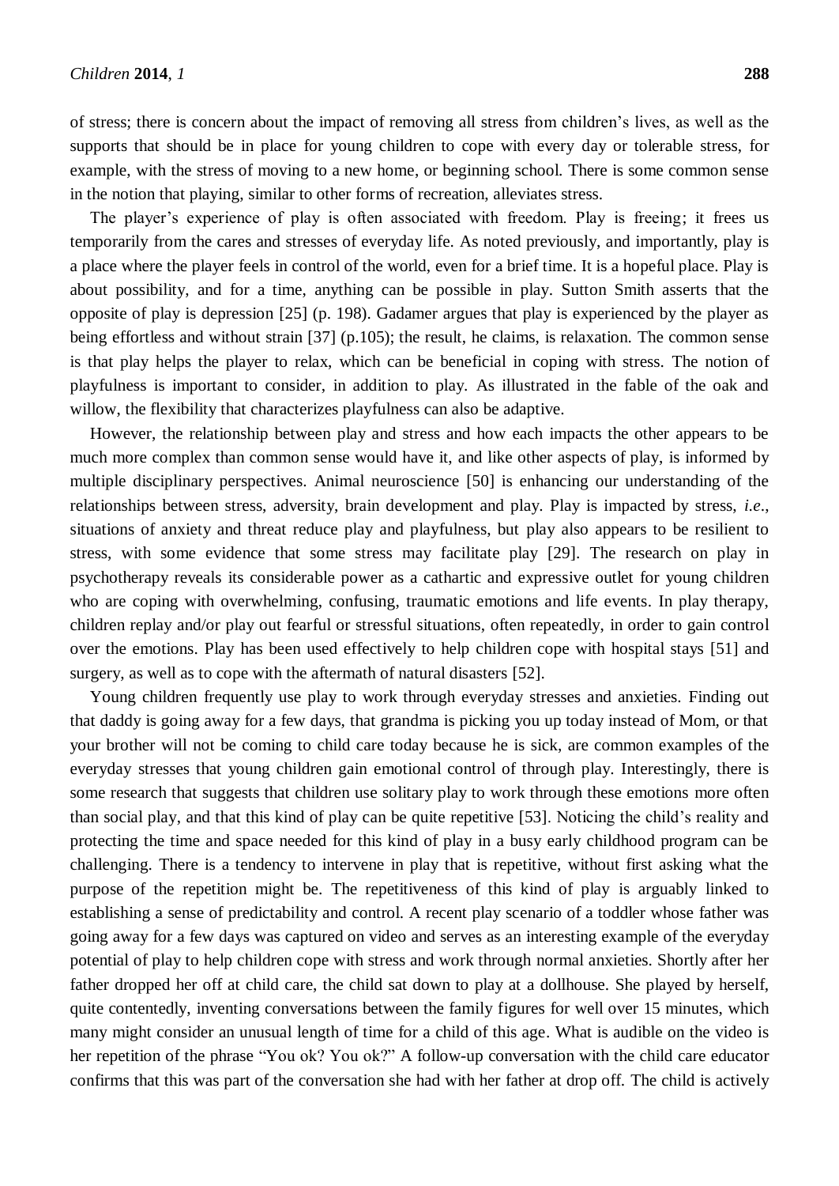of stress; there is concern about the impact of removing all stress from children's lives, as well as the supports that should be in place for young children to cope with every day or tolerable stress, for example, with the stress of moving to a new home, or beginning school. There is some common sense in the notion that playing, similar to other forms of recreation, alleviates stress.

The player's experience of play is often associated with freedom. Play is freeing; it frees us temporarily from the cares and stresses of everyday life. As noted previously, and importantly, play is a place where the player feels in control of the world, even for a brief time. It is a hopeful place. Play is about possibility, and for a time, anything can be possible in play. Sutton Smith asserts that the opposite of play is depression [25] (p. 198). Gadamer argues that play is experienced by the player as being effortless and without strain [37] (p.105); the result, he claims, is relaxation. The common sense is that play helps the player to relax, which can be beneficial in coping with stress. The notion of playfulness is important to consider, in addition to play. As illustrated in the fable of the oak and willow, the flexibility that characterizes playfulness can also be adaptive.

However, the relationship between play and stress and how each impacts the other appears to be much more complex than common sense would have it, and like other aspects of play, is informed by multiple disciplinary perspectives. Animal neuroscience [50] is enhancing our understanding of the relationships between stress, adversity, brain development and play. Play is impacted by stress, *i.e.*, situations of anxiety and threat reduce play and playfulness, but play also appears to be resilient to stress, with some evidence that some stress may facilitate play [29]. The research on play in psychotherapy reveals its considerable power as a cathartic and expressive outlet for young children who are coping with overwhelming, confusing, traumatic emotions and life events. In play therapy, children replay and/or play out fearful or stressful situations, often repeatedly, in order to gain control over the emotions. Play has been used effectively to help children cope with hospital stays [51] and surgery, as well as to cope with the aftermath of natural disasters [52].

Young children frequently use play to work through everyday stresses and anxieties. Finding out that daddy is going away for a few days, that grandma is picking you up today instead of Mom, or that your brother will not be coming to child care today because he is sick, are common examples of the everyday stresses that young children gain emotional control of through play. Interestingly, there is some research that suggests that children use solitary play to work through these emotions more often than social play, and that this kind of play can be quite repetitive [53]. Noticing the child's reality and protecting the time and space needed for this kind of play in a busy early childhood program can be challenging. There is a tendency to intervene in play that is repetitive, without first asking what the purpose of the repetition might be. The repetitiveness of this kind of play is arguably linked to establishing a sense of predictability and control. A recent play scenario of a toddler whose father was going away for a few days was captured on video and serves as an interesting example of the everyday potential of play to help children cope with stress and work through normal anxieties. Shortly after her father dropped her off at child care, the child sat down to play at a dollhouse. She played by herself, quite contentedly, inventing conversations between the family figures for well over 15 minutes, which many might consider an unusual length of time for a child of this age. What is audible on the video is her repetition of the phrase "You ok? You ok?" A follow-up conversation with the child care educator confirms that this was part of the conversation she had with her father at drop off. The child is actively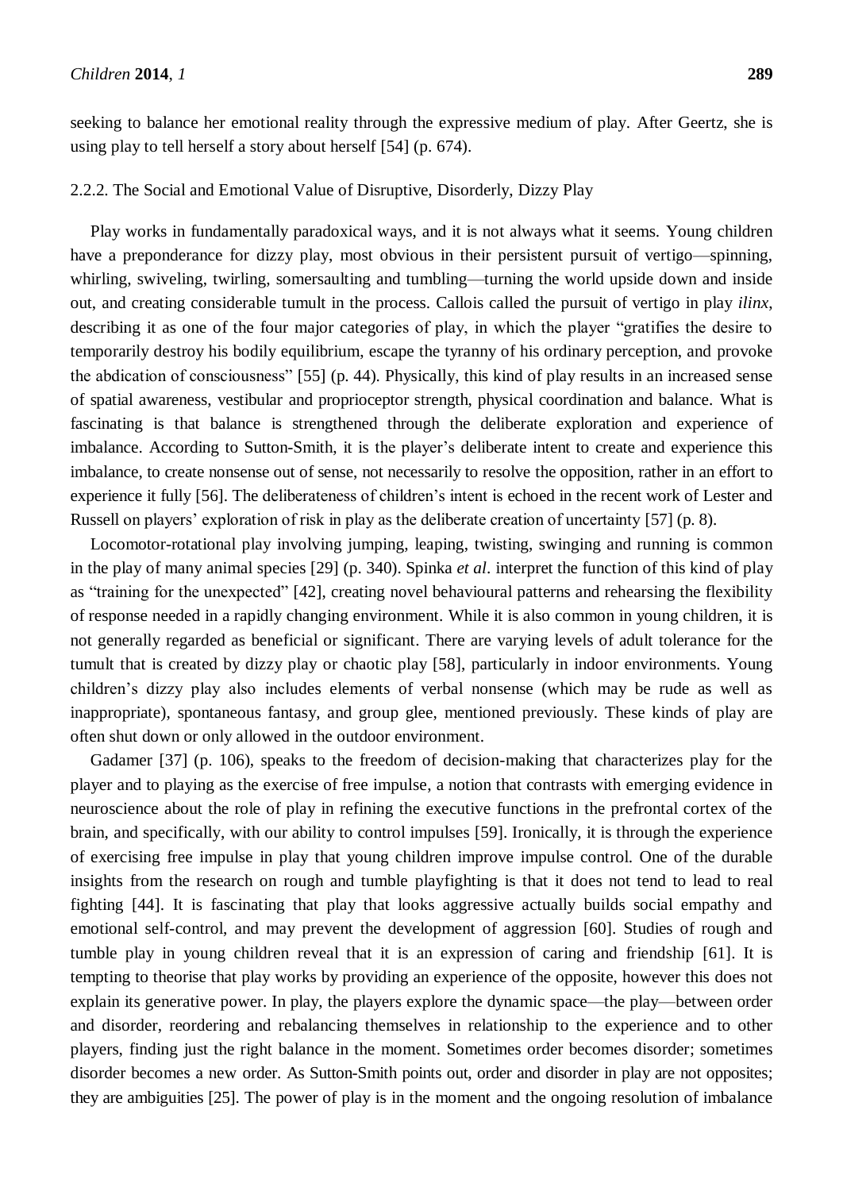seeking to balance her emotional reality through the expressive medium of play. After Geertz, she is using play to tell herself a story about herself [54] (p. 674).

#### 2.2.2. The Social and Emotional Value of Disruptive, Disorderly, Dizzy Play

Play works in fundamentally paradoxical ways, and it is not always what it seems. Young children have a preponderance for dizzy play, most obvious in their persistent pursuit of vertigo—spinning, whirling, swiveling, twirling, somersaulting and tumbling—turning the world upside down and inside out, and creating considerable tumult in the process. Callois called the pursuit of vertigo in play *ilinx*, describing it as one of the four major categories of play, in which the player "gratifies the desire to temporarily destroy his bodily equilibrium, escape the tyranny of his ordinary perception, and provoke the abdication of consciousness" [55] (p. 44). Physically, this kind of play results in an increased sense of spatial awareness, vestibular and proprioceptor strength, physical coordination and balance. What is fascinating is that balance is strengthened through the deliberate exploration and experience of imbalance. According to Sutton-Smith, it is the player's deliberate intent to create and experience this imbalance, to create nonsense out of sense, not necessarily to resolve the opposition, rather in an effort to experience it fully [56]. The deliberateness of children's intent is echoed in the recent work of Lester and Russell on players' exploration of risk in play as the deliberate creation of uncertainty [57] (p. 8).

Locomotor-rotational play involving jumping, leaping, twisting, swinging and running is common in the play of many animal species [29] (p. 340). Spinka *et al*. interpret the function of this kind of play as "training for the unexpected" [42], creating novel behavioural patterns and rehearsing the flexibility of response needed in a rapidly changing environment. While it is also common in young children, it is not generally regarded as beneficial or significant. There are varying levels of adult tolerance for the tumult that is created by dizzy play or chaotic play [58], particularly in indoor environments. Young children's dizzy play also includes elements of verbal nonsense (which may be rude as well as inappropriate), spontaneous fantasy, and group glee, mentioned previously. These kinds of play are often shut down or only allowed in the outdoor environment.

Gadamer [37] (p. 106), speaks to the freedom of decision-making that characterizes play for the player and to playing as the exercise of free impulse, a notion that contrasts with emerging evidence in neuroscience about the role of play in refining the executive functions in the prefrontal cortex of the brain, and specifically, with our ability to control impulses [59]. Ironically, it is through the experience of exercising free impulse in play that young children improve impulse control. One of the durable insights from the research on rough and tumble playfighting is that it does not tend to lead to real fighting [44]. It is fascinating that play that looks aggressive actually builds social empathy and emotional self-control, and may prevent the development of aggression [60]. Studies of rough and tumble play in young children reveal that it is an expression of caring and friendship [61]. It is tempting to theorise that play works by providing an experience of the opposite, however this does not explain its generative power. In play, the players explore the dynamic space—the play—between order and disorder, reordering and rebalancing themselves in relationship to the experience and to other players, finding just the right balance in the moment. Sometimes order becomes disorder; sometimes disorder becomes a new order. As Sutton-Smith points out, order and disorder in play are not opposites; they are ambiguities [25]. The power of play is in the moment and the ongoing resolution of imbalance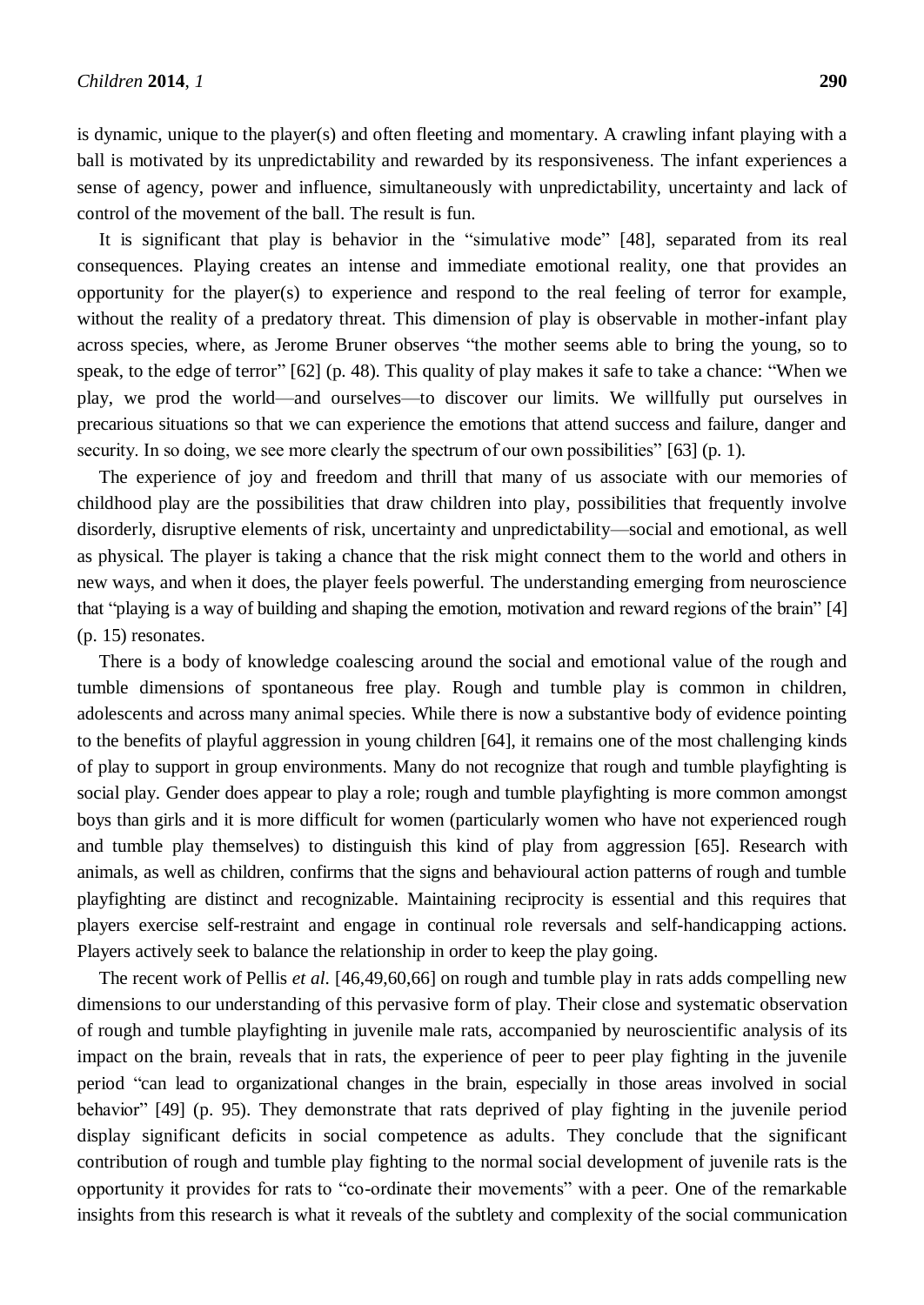is dynamic, unique to the player(s) and often fleeting and momentary. A crawling infant playing with a ball is motivated by its unpredictability and rewarded by its responsiveness. The infant experiences a sense of agency, power and influence, simultaneously with unpredictability, uncertainty and lack of control of the movement of the ball. The result is fun.

It is significant that play is behavior in the "simulative mode" [48], separated from its real consequences. Playing creates an intense and immediate emotional reality, one that provides an opportunity for the player(s) to experience and respond to the real feeling of terror for example, without the reality of a predatory threat. This dimension of play is observable in mother-infant play across species, where, as Jerome Bruner observes "the mother seems able to bring the young, so to speak, to the edge of terror" [62] (p. 48). This quality of play makes it safe to take a chance: "When we play, we prod the world—and ourselves—to discover our limits. We willfully put ourselves in precarious situations so that we can experience the emotions that attend success and failure, danger and security. In so doing, we see more clearly the spectrum of our own possibilities" [63] (p. 1).

The experience of joy and freedom and thrill that many of us associate with our memories of childhood play are the possibilities that draw children into play, possibilities that frequently involve disorderly, disruptive elements of risk, uncertainty and unpredictability—social and emotional, as well as physical. The player is taking a chance that the risk might connect them to the world and others in new ways, and when it does, the player feels powerful. The understanding emerging from neuroscience that "playing is a way of building and shaping the emotion, motivation and reward regions of the brain" [4] (p. 15) resonates.

There is a body of knowledge coalescing around the social and emotional value of the rough and tumble dimensions of spontaneous free play. Rough and tumble play is common in children, adolescents and across many animal species. While there is now a substantive body of evidence pointing to the benefits of playful aggression in young children [64], it remains one of the most challenging kinds of play to support in group environments. Many do not recognize that rough and tumble playfighting is social play. Gender does appear to play a role; rough and tumble playfighting is more common amongst boys than girls and it is more difficult for women (particularly women who have not experienced rough and tumble play themselves) to distinguish this kind of play from aggression [65]. Research with animals, as well as children, confirms that the signs and behavioural action patterns of rough and tumble playfighting are distinct and recognizable. Maintaining reciprocity is essential and this requires that players exercise self-restraint and engage in continual role reversals and self-handicapping actions. Players actively seek to balance the relationship in order to keep the play going.

The recent work of Pellis *et al.* [46,49,60,66] on rough and tumble play in rats adds compelling new dimensions to our understanding of this pervasive form of play. Their close and systematic observation of rough and tumble playfighting in juvenile male rats, accompanied by neuroscientific analysis of its impact on the brain, reveals that in rats, the experience of peer to peer play fighting in the juvenile period "can lead to organizational changes in the brain, especially in those areas involved in social behavior" [49] (p. 95). They demonstrate that rats deprived of play fighting in the juvenile period display significant deficits in social competence as adults. They conclude that the significant contribution of rough and tumble play fighting to the normal social development of juvenile rats is the opportunity it provides for rats to "co-ordinate their movements" with a peer. One of the remarkable insights from this research is what it reveals of the subtlety and complexity of the social communication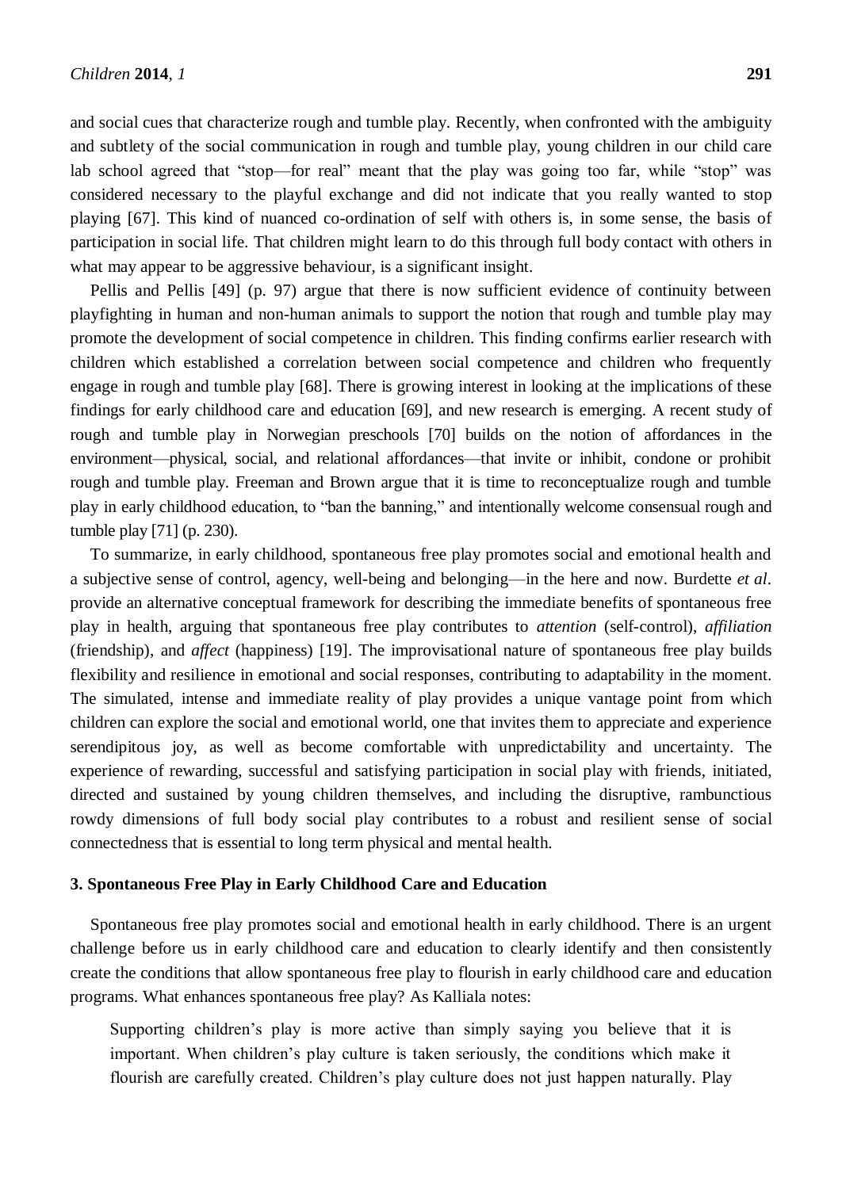and social cues that characterize rough and tumble play. Recently, when confronted with the ambiguity and subtlety of the social communication in rough and tumble play, young children in our child care lab school agreed that "stop—for real" meant that the play was going too far, while "stop" was considered necessary to the playful exchange and did not indicate that you really wanted to stop playing [67]. This kind of nuanced co-ordination of self with others is, in some sense, the basis of participation in social life. That children might learn to do this through full body contact with others in what may appear to be aggressive behaviour, is a significant insight.

Pellis and Pellis [49] (p. 97) argue that there is now sufficient evidence of continuity between playfighting in human and non-human animals to support the notion that rough and tumble play may promote the development of social competence in children. This finding confirms earlier research with children which established a correlation between social competence and children who frequently engage in rough and tumble play [68]. There is growing interest in looking at the implications of these findings for early childhood care and education [69], and new research is emerging. A recent study of rough and tumble play in Norwegian preschools [70] builds on the notion of affordances in the environment—physical, social, and relational affordances—that invite or inhibit, condone or prohibit rough and tumble play. Freeman and Brown argue that it is time to reconceptualize rough and tumble play in early childhood education, to "ban the banning," and intentionally welcome consensual rough and tumble play [71] (p. 230).

To summarize, in early childhood, spontaneous free play promotes social and emotional health and a subjective sense of control, agency, well-being and belonging—in the here and now. Burdette *et al*. provide an alternative conceptual framework for describing the immediate benefits of spontaneous free play in health, arguing that spontaneous free play contributes to *attention* (self-control), *affiliation* (friendship), and *affect* (happiness) [19]. The improvisational nature of spontaneous free play builds flexibility and resilience in emotional and social responses, contributing to adaptability in the moment. The simulated, intense and immediate reality of play provides a unique vantage point from which children can explore the social and emotional world, one that invites them to appreciate and experience serendipitous joy, as well as become comfortable with unpredictability and uncertainty. The experience of rewarding, successful and satisfying participation in social play with friends, initiated, directed and sustained by young children themselves, and including the disruptive, rambunctious rowdy dimensions of full body social play contributes to a robust and resilient sense of social connectedness that is essential to long term physical and mental health.

## 3. Spontaneous Free Play in Early Childhood Care and Education

Spontaneous free play promotes social and emotional health in early childhood. There is an urgent challenge before us in early childhood care and education to clearly identify and then consistently create the conditions that allow spontaneous free play to flourish in early childhood care and education programs. What enhances spontaneous free play? As Kalliala notes:

> Supporting children's play is more active than simply saying you believe that it is important. When children's play culture is taken seriously, the conditions which make it flourish are carefully created. Children's play culture does not just happen naturally. Play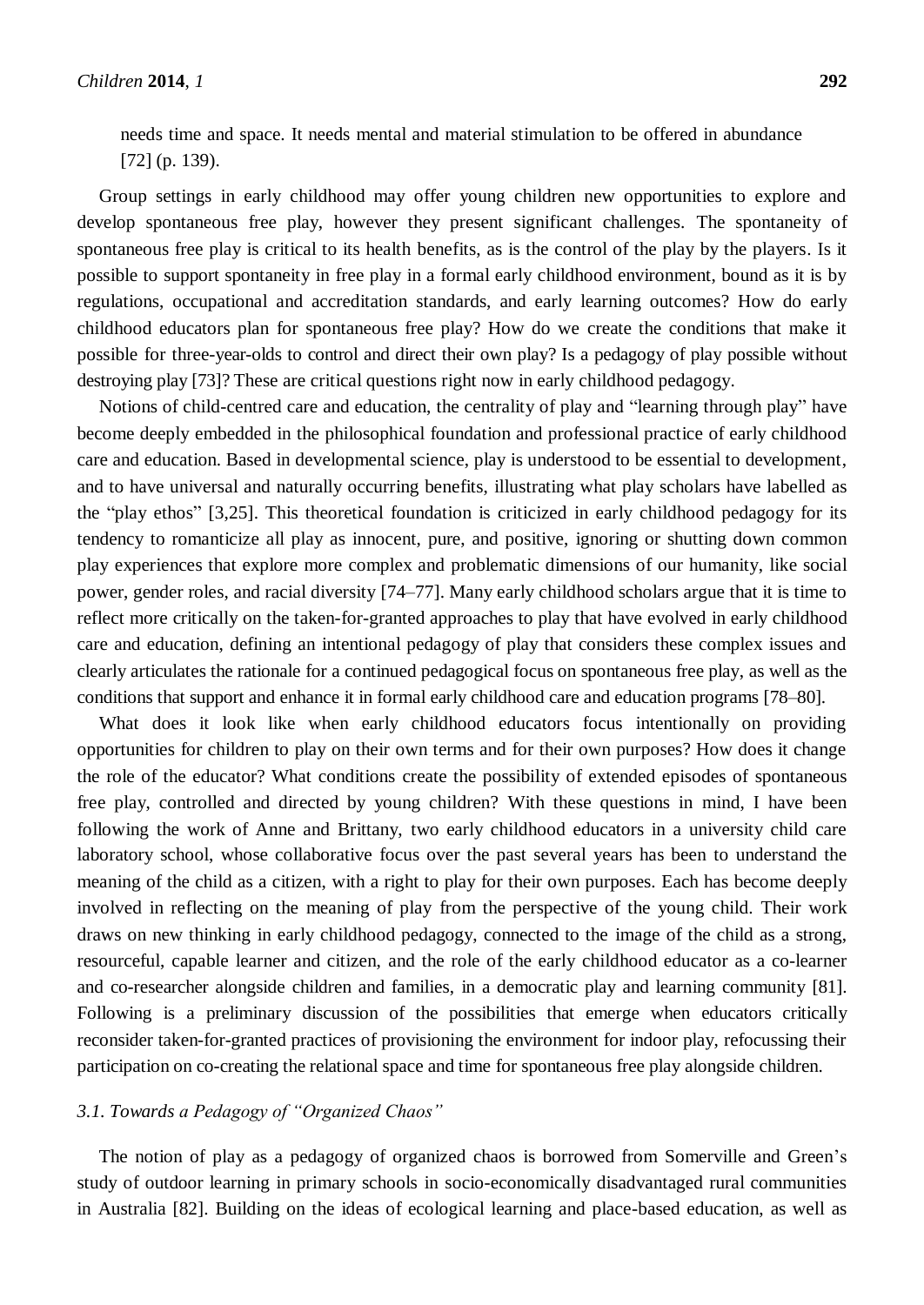needs time and space. It needs mental and material stimulation to be offered in abundance [72] (p. 139).

Group settings in early childhood may offer young children new opportunities to explore and develop spontaneous free play, however they present significant challenges. The spontaneity of spontaneous free play is critical to its health benefits, as is the control of the play by the players. Is it possible to support spontaneity in free play in a formal early childhood environment, bound as it is by regulations, occupational and accreditation standards, and early learning outcomes? How do early childhood educators plan for spontaneous free play? How do we create the conditions that make it possible for three-year-olds to control and direct their own play? Is a pedagogy of play possible without destroying play [73]? These are critical questions right now in early childhood pedagogy.

Notions of child-centred care and education, the centrality of play and "learning through play" have become deeply embedded in the philosophical foundation and professional practice of early childhood care and education. Based in developmental science, play is understood to be essential to development, and to have universal and naturally occurring benefits, illustrating what play scholars have labelled as the "play ethos" [3,25]. This theoretical foundation is criticized in early childhood pedagogy for its tendency to romanticize all play as innocent, pure, and positive, ignoring or shutting down common play experiences that explore more complex and problematic dimensions of our humanity, like social power, gender roles, and racial diversity [74–77]. Many early childhood scholars argue that it is time to reflect more critically on the taken-for-granted approaches to play that have evolved in early childhood care and education, defining an intentional pedagogy of play that considers these complex issues and clearly articulates the rationale for a continued pedagogical focus on spontaneous free play, as well as the conditions that support and enhance it in formal early childhood care and education programs [78–80].

What does it look like when early childhood educators focus intentionally on providing opportunities for children to play on their own terms and for their own purposes? How does it change the role of the educator? What conditions create the possibility of extended episodes of spontaneous free play, controlled and directed by young children? With these questions in mind, I have been following the work of Anne and Brittany, two early childhood educators in a university child care laboratory school, whose collaborative focus over the past several years has been to understand the meaning of the child as a citizen, with a right to play for their own purposes. Each has become deeply involved in reflecting on the meaning of play from the perspective of the young child. Their work draws on new thinking in early childhood pedagogy, connected to the image of the child as a strong, resourceful, capable learner and citizen, and the role of the early childhood educator as a co-learner and co-researcher alongside children and families, in a democratic play and learning community [81]. Following is a preliminary discussion of the possibilities that emerge when educators critically reconsider taken-for-granted practices of provisioning the environment for indoor play, refocussing their participation on co-creating the relational space and time for spontaneous free play alongside children.

### *3.1. Towards a Pedagogy of "Organized Chaos"*

The notion of play as a pedagogy of organized chaos is borrowed from Somerville and Green's study of outdoor learning in primary schools in socio-economically disadvantaged rural communities in Australia [82]. Building on the ideas of ecological learning and place-based education, as well as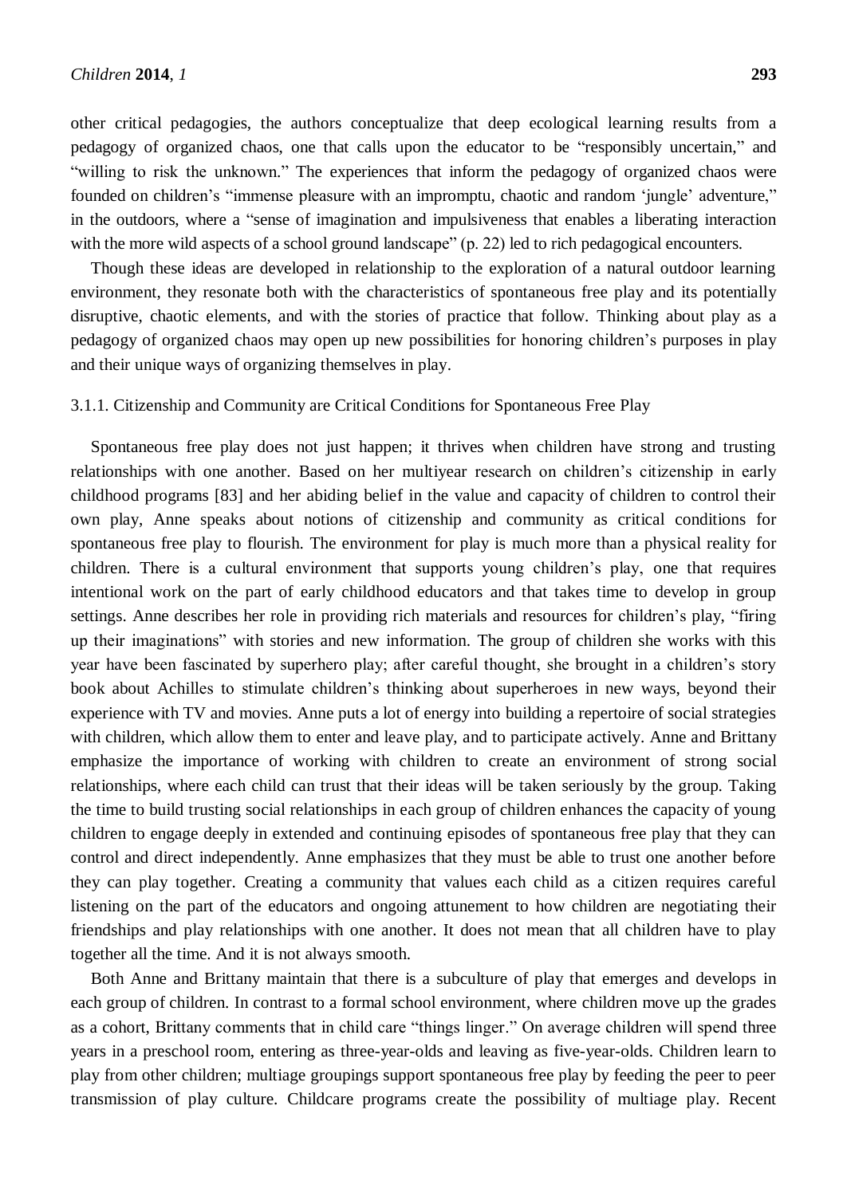other critical pedagogies, the authors conceptualize that deep ecological learning results from a pedagogy of organized chaos, one that calls upon the educator to be "responsibly uncertain," and "willing to risk the unknown." The experiences that inform the pedagogy of organized chaos were founded on children's "immense pleasure with an impromptu, chaotic and random 'jungle' adventure," in the outdoors, where a "sense of imagination and impulsiveness that enables a liberating interaction with the more wild aspects of a school ground landscape" (p. 22) led to rich pedagogical encounters.

Though these ideas are developed in relationship to the exploration of a natural outdoor learning environment, they resonate both with the characteristics of spontaneous free play and its potentially disruptive, chaotic elements, and with the stories of practice that follow. Thinking about play as a pedagogy of organized chaos may open up new possibilities for honoring children's purposes in play and their unique ways of organizing themselves in play.

#### 3.1.1. Citizenship and Community are Critical Conditions for Spontaneous Free Play

Spontaneous free play does not just happen; it thrives when children have strong and trusting relationships with one another. Based on her multiyear research on children's citizenship in early childhood programs [83] and her abiding belief in the value and capacity of children to control their own play, Anne speaks about notions of citizenship and community as critical conditions for spontaneous free play to flourish. The environment for play is much more than a physical reality for children. There is a cultural environment that supports young children's play, one that requires intentional work on the part of early childhood educators and that takes time to develop in group settings. Anne describes her role in providing rich materials and resources for children's play, "firing up their imaginations" with stories and new information. The group of children she works with this year have been fascinated by superhero play; after careful thought, she brought in a children's story book about Achilles to stimulate children's thinking about superheroes in new ways, beyond their experience with TV and movies. Anne puts a lot of energy into building a repertoire of social strategies with children, which allow them to enter and leave play, and to participate actively. Anne and Brittany emphasize the importance of working with children to create an environment of strong social relationships, where each child can trust that their ideas will be taken seriously by the group. Taking the time to build trusting social relationships in each group of children enhances the capacity of young children to engage deeply in extended and continuing episodes of spontaneous free play that they can control and direct independently. Anne emphasizes that they must be able to trust one another before they can play together. Creating a community that values each child as a citizen requires careful listening on the part of the educators and ongoing attunement to how children are negotiating their friendships and play relationships with one another. It does not mean that all children have to play together all the time. And it is not always smooth.

Both Anne and Brittany maintain that there is a subculture of play that emerges and develops in each group of children. In contrast to a formal school environment, where children move up the grades as a cohort, Brittany comments that in child care "things linger." On average children will spend three years in a preschool room, entering as three-year-olds and leaving as five-year-olds. Children learn to play from other children; multiage groupings support spontaneous free play by feeding the peer to peer transmission of play culture. Childcare programs create the possibility of multiage play. Recent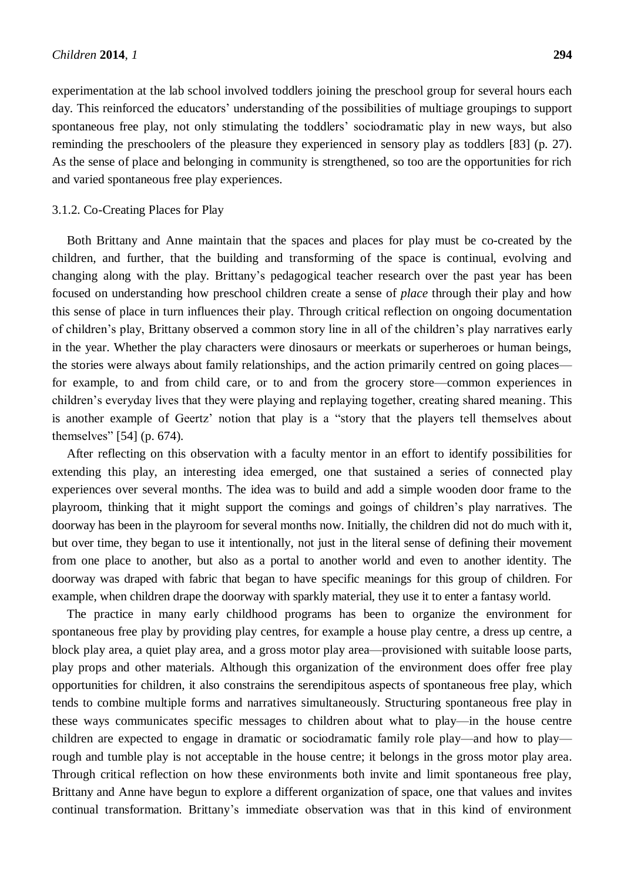experimentation at the lab school involved toddlers joining the preschool group for several hours each day. This reinforced the educators' understanding of the possibilities of multiage groupings to support spontaneous free play, not only stimulating the toddlers' sociodramatic play in new ways, but also reminding the preschoolers of the pleasure they experienced in sensory play as toddlers [83] (p. 27). As the sense of place and belonging in community is strengthened, so too are the opportunities for rich and varied spontaneous free play experiences.

### 3.1.2. Co-Creating Places for Play

Both Brittany and Anne maintain that the spaces and places for play must be co-created by the children, and further, that the building and transforming of the space is continual, evolving and changing along with the play. Brittany's pedagogical teacher research over the past year has been focused on understanding how preschool children create a sense of *place* through their play and how this sense of place in turn influences their play. Through critical reflection on ongoing documentation of children's play, Brittany observed a common story line in all of the children's play narratives early in the year. Whether the play characters were dinosaurs or meerkats or superheroes or human beings, the stories were always about family relationships, and the action primarily centred on going places—for example, to and from child care, or to and from the grocery store—common experiences in children's everyday lives that they were playing and replaying together, creating shared meaning. This is another example of Geertz' notion that play is a "story that the players tell themselves about themselves" [54] (p. 674).

After reflecting on this observation with a faculty mentor in an effort to identify possibilities for extending this play, an interesting idea emerged, one that sustained a series of connected play experiences over several months. The idea was to build and add a simple wooden door frame to the playroom, thinking that it might support the comings and goings of children's play narratives. The doorway has been in the playroom for several months now. Initially, the children did not do much with it, but over time, they began to use it intentionally, not just in the literal sense of defining their movement from one place to another, but also as a portal to another world and even to another identity. The doorway was draped with fabric that began to have specific meanings for this group of children. For example, when children drape the doorway with sparkly material, they use it to enter a fantasy world.

The practice in many early childhood programs has been to organize the environment for spontaneous free play by providing play centres, for example a house play centre, a dress up centre, a block play area, a quiet play area, and a gross motor play area—provisioned with suitable loose parts, play props and other materials. Although this organization of the environment does offer free play opportunities for children, it also constrains the serendipitous aspects of spontaneous free play, which tends to combine multiple forms and narratives simultaneously. Structuring spontaneous free play in these ways communicates specific messages to children about what to play—in the house centre children are expected to engage in dramatic or sociodramatic family role play—and how to play—rough and tumble play is not acceptable in the house centre; it belongs in the gross motor play area. Through critical reflection on how these environments both invite and limit spontaneous free play, Brittany and Anne have begun to explore a different organization of space, one that values and invites continual transformation. Brittany's immediate observation was that in this kind of environment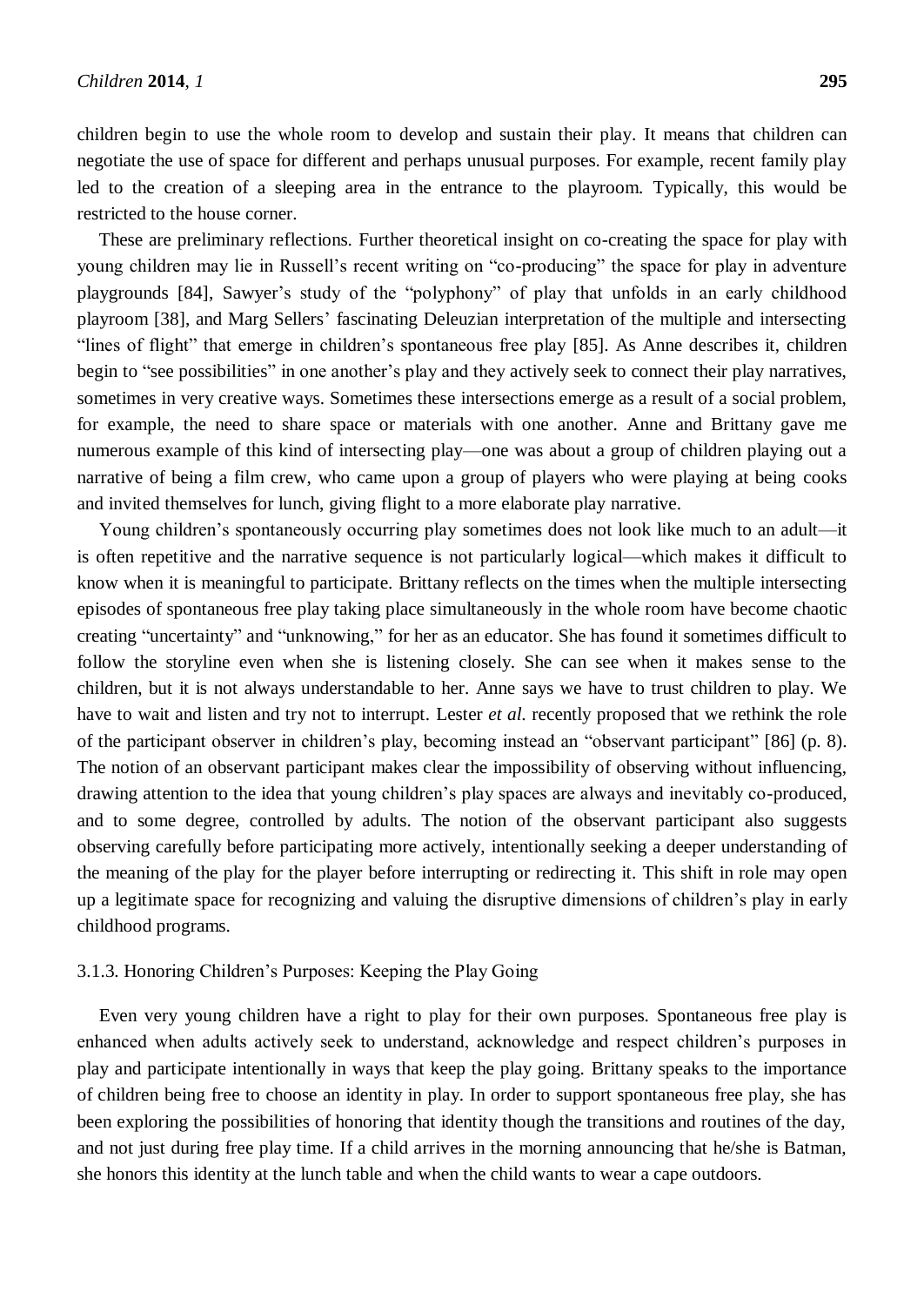children begin to use the whole room to develop and sustain their play. It means that children can negotiate the use of space for different and perhaps unusual purposes. For example, recent family play led to the creation of a sleeping area in the entrance to the playroom. Typically, this would be restricted to the house corner.

These are preliminary reflections. Further theoretical insight on co-creating the space for play with young children may lie in Russell's recent writing on "co-producing" the space for play in adventure playgrounds [84], Sawyer's study of the "polyphony" of play that unfolds in an early childhood playroom [38], and Marg Sellers' fascinating Deleuzian interpretation of the multiple and intersecting "lines of flight" that emerge in children's spontaneous free play [85]. As Anne describes it, children begin to "see possibilities" in one another's play and they actively seek to connect their play narratives, sometimes in very creative ways. Sometimes these intersections emerge as a result of a social problem, for example, the need to share space or materials with one another. Anne and Brittany gave me numerous example of this kind of intersecting play—one was about a group of children playing out a narrative of being a film crew, who came upon a group of players who were playing at being cooks and invited themselves for lunch, giving flight to a more elaborate play narrative.

Young children's spontaneously occurring play sometimes does not look like much to an adult—it is often repetitive and the narrative sequence is not particularly logical—which makes it difficult to know when it is meaningful to participate. Brittany reflects on the times when the multiple intersecting episodes of spontaneous free play taking place simultaneously in the whole room have become chaotic creating "uncertainty" and "unknowing," for her as an educator. She has found it sometimes difficult to follow the storyline even when she is listening closely. She can see when it makes sense to the children, but it is not always understandable to her. Anne says we have to trust children to play. We have to wait and listen and try not to interrupt. Lester *et al.* recently proposed that we rethink the role of the participant observer in children's play, becoming instead an "observant participant" [86] (p. 8). The notion of an observant participant makes clear the impossibility of observing without influencing, drawing attention to the idea that young children's play spaces are always and inevitably co-produced, and to some degree, controlled by adults. The notion of the observant participant also suggests observing carefully before participating more actively, intentionally seeking a deeper understanding of the meaning of the play for the player before interrupting or redirecting it. This shift in role may open up a legitimate space for recognizing and valuing the disruptive dimensions of children's play in early childhood programs.

#### 3.1.3. Honoring Children's Purposes: Keeping the Play Going

Even very young children have a right to play for their own purposes. Spontaneous free play is enhanced when adults actively seek to understand, acknowledge and respect children's purposes in play and participate intentionally in ways that keep the play going. Brittany speaks to the importance of children being free to choose an identity in play. In order to support spontaneous free play, she has been exploring the possibilities of honoring that identity though the transitions and routines of the day, and not just during free play time. If a child arrives in the morning announcing that he/she is Batman, she honors this identity at the lunch table and when the child wants to wear a cape outdoors.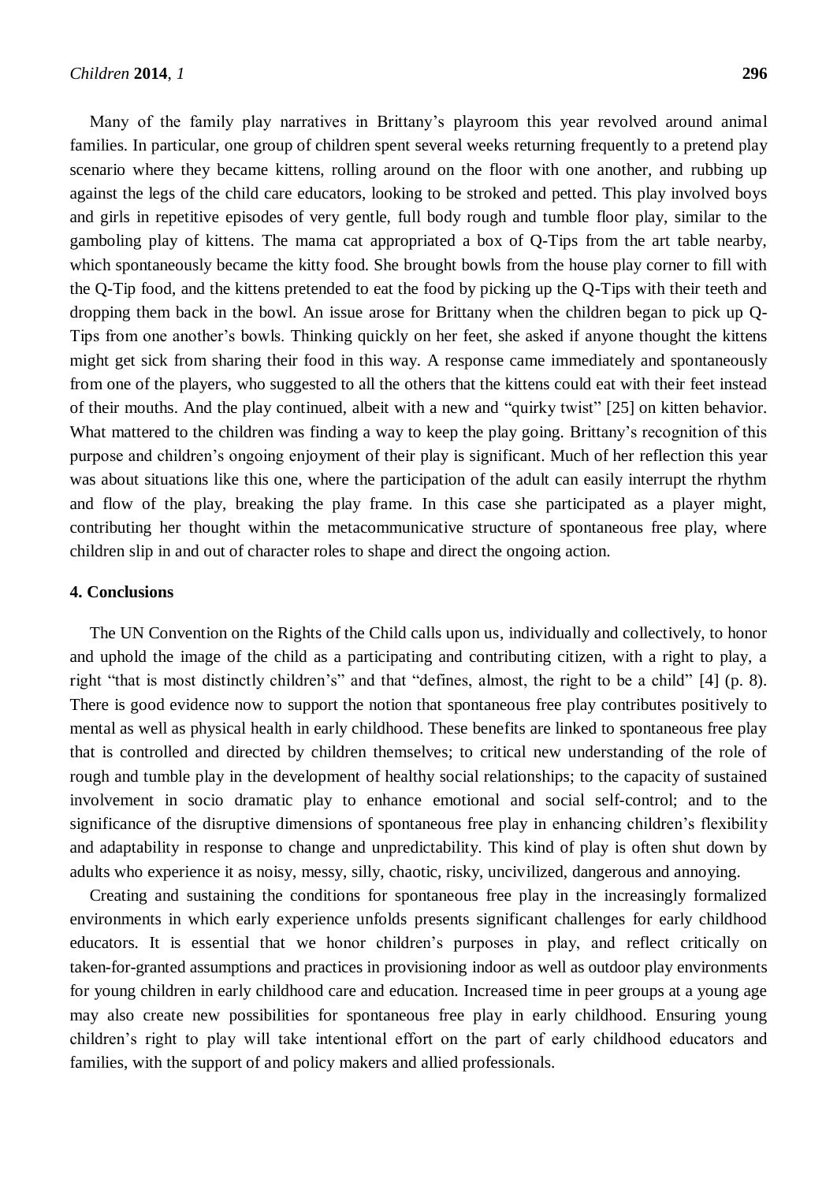Many of the family play narratives in Brittany's playroom this year revolved around animal families. In particular, one group of children spent several weeks returning frequently to a pretend play scenario where they became kittens, rolling around on the floor with one another, and rubbing up against the legs of the child care educators, looking to be stroked and petted. This play involved boys and girls in repetitive episodes of very gentle, full body rough and tumble floor play, similar to the gamboling play of kittens. The mama cat appropriated a box of Q-Tips from the art table nearby, which spontaneously became the kitty food. She brought bowls from the house play corner to fill with the Q-Tip food, and the kittens pretended to eat the food by picking up the Q-Tips with their teeth and dropping them back in the bowl. An issue arose for Brittany when the children began to pick up Q-Tips from one another's bowls. Thinking quickly on her feet, she asked if anyone thought the kittens might get sick from sharing their food in this way. A response came immediately and spontaneously from one of the players, who suggested to all the others that the kittens could eat with their feet instead of their mouths. And the play continued, albeit with a new and "quirky twist" [25] on kitten behavior. What mattered to the children was finding a way to keep the play going. Brittany's recognition of this purpose and children's ongoing enjoyment of their play is significant. Much of her reflection this year was about situations like this one, where the participation of the adult can easily interrupt the rhythm and flow of the play, breaking the play frame. In this case she participated as a player might, contributing her thought within the metacommunicative structure of spontaneous free play, where children slip in and out of character roles to shape and direct the ongoing action.

## 4. Conclusions

The UN Convention on the Rights of the Child calls upon us, individually and collectively, to honor and uphold the image of the child as a participating and contributing citizen, with a right to play, a right "that is most distinctly children's" and that "defines, almost, the right to be a child" [4] (p. 8). There is good evidence now to support the notion that spontaneous free play contributes positively to mental as well as physical health in early childhood. These benefits are linked to spontaneous free play that is controlled and directed by children themselves; to critical new understanding of the role of rough and tumble play in the development of healthy social relationships; to the capacity of sustained involvement in socio dramatic play to enhance emotional and social self-control; and to the significance of the disruptive dimensions of spontaneous free play in enhancing children's flexibility and adaptability in response to change and unpredictability. This kind of play is often shut down by adults who experience it as noisy, messy, silly, chaotic, risky, uncivilized, dangerous and annoying.

Creating and sustaining the conditions for spontaneous free play in the increasingly formalized environments in which early experience unfolds presents significant challenges for early childhood educators. It is essential that we honor children's purposes in play, and reflect critically on taken-for-granted assumptions and practices in provisioning indoor as well as outdoor play environments for young children in early childhood care and education. Increased time in peer groups at a young age may also create new possibilities for spontaneous free play in early childhood. Ensuring young children's right to play will take intentional effort on the part of early childhood educators and families, with the support of and policy makers and allied professionals.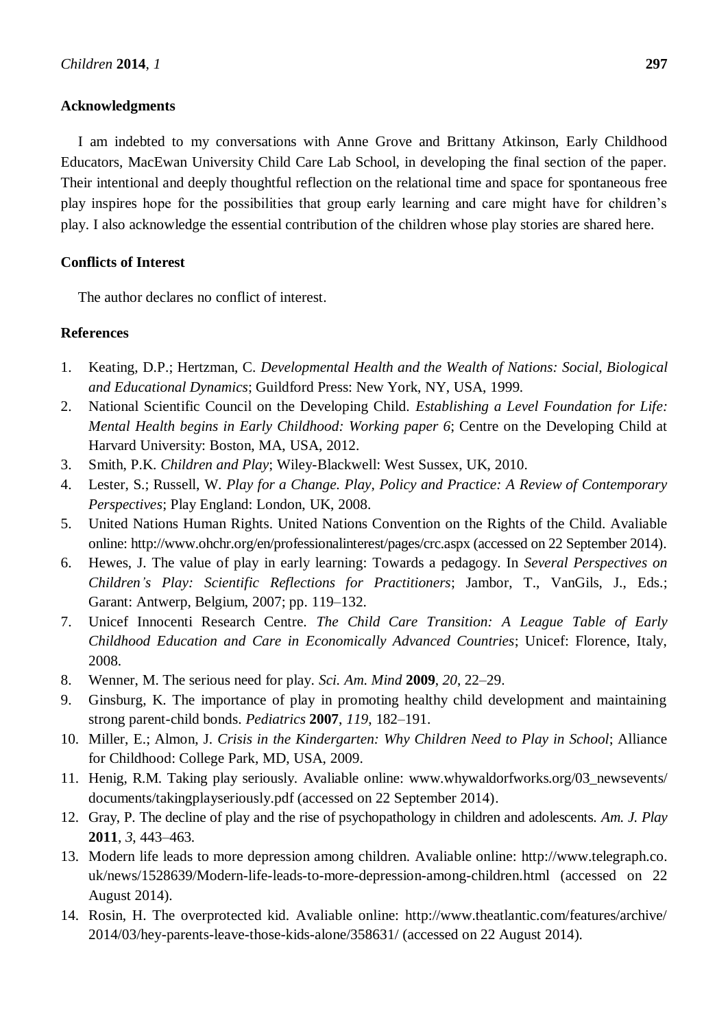## Acknowledgments

I am indebted to my conversations with Anne Grove and Brittany Atkinson, Early Childhood Educators, MacEwan University Child Care Lab School, in developing the final section of the paper. Their intentional and deeply thoughtful reflection on the relational time and space for spontaneous free play inspires hope for the possibilities that group early learning and care might have for children's play. I also acknowledge the essential contribution of the children whose play stories are shared here.

## Conflicts of Interest

The author declares no conflict of interest.

## References

1. Keating, D.P.; Hertzman, C. *Developmental Health and the Wealth of Nations: Social, Biological and Educational Dynamics*; Guildford Press: New York, NY, USA, 1999.
2. National Scientific Council on the Developing Child. *Establishing a Level Foundation for Life: Mental Health begins in Early Childhood: Working paper 6*; Centre on the Developing Child at Harvard University: Boston, MA, USA, 2012.
3. Smith, P.K. *Children and Play*; Wiley-Blackwell: West Sussex, UK, 2010.
4. Lester, S.; Russell, W. *Play for a Change. Play, Policy and Practice: A Review of Contemporary Perspectives*; Play England: London, UK, 2008.
5. United Nations Human Rights. United Nations Convention on the Rights of the Child. Avaliable online: http://www.ohchr.org/en/professionalinterest/pages/crc.aspx (accessed on 22 September 2014).
6. Hewes, J. The value of play in early learning: Towards a pedagogy. In *Several Perspectives on Children's Play: Scientific Reflections for Practitioners*; Jambor, T., VanGils, J., Eds.; Garant: Antwerp, Belgium, 2007; pp. 119–132.
7. Unicef Innocenti Research Centre. *The Child Care Transition: A League Table of Early Childhood Education and Care in Economically Advanced Countries*; Unicef: Florence, Italy, 2008.
8. Wenner, M. The serious need for play. *Sci. Am. Mind* **2009**, *20*, 22–29.
9. Ginsburg, K. The importance of play in promoting healthy child development and maintaining strong parent-child bonds. *Pediatrics* **2007**, *119*, 182–191.
10. Miller, E.; Almon, J. *Crisis in the Kindergarten: Why Children Need to Play in School*; Alliance for Childhood: College Park, MD, USA, 2009.
11. Henig, R.M. Taking play seriously. Avaliable online: www.whywaldorfworks.org/03_newsevents/documents/takingplayseriously.pdf (accessed on 22 September 2014).
12. Gray, P. The decline of play and the rise of psychopathology in children and adolescents. *Am. J. Play* **2011**, *3*, 443–463.
13. Modern life leads to more depression among children. Avaliable online: http://www.telegraph.co.uk/news/1528639/Modern-life-leads-to-more-depression-among-children.html (accessed on 22 August 2014).
14. Rosin, H. The overprotected kid. Avaliable online: http://www.theatlantic.com/features/archive/2014/03/hey-parents-leave-those-kids-alone/358631/ (accessed on 22 August 2014).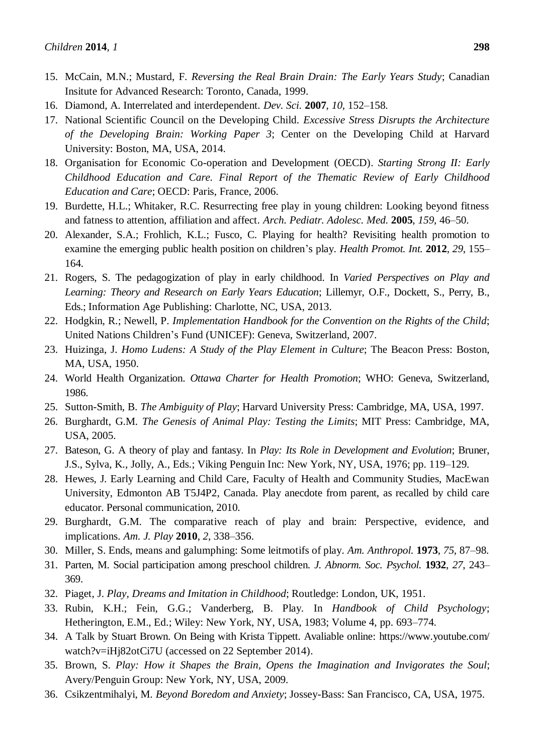15. McCain, M.N.; Mustard, F. *Reversing the Real Brain Drain: The Early Years Study*; Canadian Insitute for Advanced Research: Toronto, Canada, 1999.
16. Diamond, A. Interrelated and interdependent. *Dev. Sci.* **2007**, *10*, 152–158.
17. National Scientific Council on the Developing Child. *Excessive Stress Disrupts the Architecture of the Developing Brain: Working Paper 3*; Center on the Developing Child at Harvard University: Boston, MA, USA, 2014.
18. Organisation for Economic Co-operation and Development (OECD). *Starting Strong II: Early Childhood Education and Care. Final Report of the Thematic Review of Early Childhood Education and Care*; OECD: Paris, France, 2006.
19. Burdette, H.L.; Whitaker, R.C. Resurrecting free play in young children: Looking beyond fitness and fatness to attention, affiliation and affect. *Arch. Pediatr. Adolesc. Med.* **2005**, *159*, 46–50.
20. Alexander, S.A.; Frohlich, K.L.; Fusco, C. Playing for health? Revisiting health promotion to examine the emerging public health position on children's play. *Health Promot. Int.* **2012**, *29*, 155–164.
21. Rogers, S. The pedagogization of play in early childhood. In *Varied Perspectives on Play and Learning: Theory and Research on Early Years Education*; Lillemyr, O.F., Dockett, S., Perry, B., Eds.; Information Age Publishing: Charlotte, NC, USA, 2013.
22. Hodgkin, R.; Newell, P. *Implementation Handbook for the Convention on the Rights of the Child*; United Nations Children's Fund (UNICEF): Geneva, Switzerland, 2007.
23. Huizinga, J. *Homo Ludens: A Study of the Play Element in Culture*; The Beacon Press: Boston, MA, USA, 1950.
24. World Health Organization. *Ottawa Charter for Health Promotion*; WHO: Geneva, Switzerland, 1986.
25. Sutton-Smith, B. *The Ambiguity of Play*; Harvard University Press: Cambridge, MA, USA, 1997.
26. Burghardt, G.M. *The Genesis of Animal Play: Testing the Limits*; MIT Press: Cambridge, MA, USA, 2005.
27. Bateson, G. A theory of play and fantasy. In *Play: Its Role in Development and Evolution*; Bruner, J.S., Sylva, K., Jolly, A., Eds.; Viking Penguin Inc: New York, NY, USA, 1976; pp. 119–129.
28. Hewes, J. Early Learning and Child Care, Faculty of Health and Community Studies, MacEwan University, Edmonton AB T5J4P2, Canada. Play anecdote from parent, as recalled by child care educator. Personal communication, 2010.
29. Burghardt, G.M. The comparative reach of play and brain: Perspective, evidence, and implications. *Am. J. Play* **2010**, *2*, 338–356.
30. Miller, S. Ends, means and galumphing: Some leitmotifs of play. *Am. Anthropol.* **1973**, *75*, 87–98.
31. Parten, M. Social participation among preschool children. *J. Abnorm. Soc. Psychol.* **1932**, *27*, 243–369.
32. Piaget, J. *Play, Dreams and Imitation in Childhood*; Routledge: London, UK, 1951.
33. Rubin, K.H.; Fein, G.G.; Vanderberg, B. Play. In *Handbook of Child Psychology*; Hetherington, E.M., Ed.; Wiley: New York, NY, USA, 1983; Volume 4, pp. 693–774.
34. A Talk by Stuart Brown. On Being with Krista Tippett. Avaliable online: https://www.youtube.com/watch?v=iHj82otCi7U (accessed on 22 September 2014).
35. Brown, S. *Play: How it Shapes the Brain, Opens the Imagination and Invigorates the Soul*; Avery/Penguin Group: New York, NY, USA, 2009.
36. Csikzentmihalyi, M. *Beyond Boredom and Anxiety*; Jossey-Bass: San Francisco, CA, USA, 1975.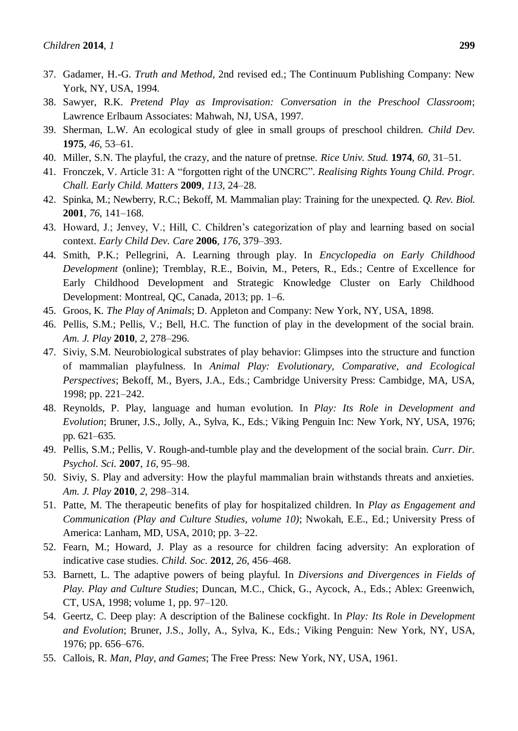37. Gadamer, H.-G. *Truth and Method*, 2nd revised ed.; The Continuum Publishing Company: New York, NY, USA, 1994.
38. Sawyer, R.K. *Pretend Play as Improvisation: Conversation in the Preschool Classroom*; Lawrence Erlbaum Associates: Mahwah, NJ, USA, 1997.
39. Sherman, L.W. An ecological study of glee in small groups of preschool children. *Child Dev.* **1975**, *46*, 53–61.
40. Miller, S.N. The playful, the crazy, and the nature of pretnse. *Rice Univ. Stud.* **1974**, *60*, 31–51.
41. Fronczek, V. Article 31: A "forgotten right of the UNCRC". *Realising Rights Young Child. Progr. Chall. Early Child. Matters* **2009**, *113*, 24–28.
42. Spinka, M.; Newberry, R.C.; Bekoff, M. Mammalian play: Training for the unexpected. *Q. Rev. Biol.* **2001**, *76*, 141–168.
43. Howard, J.; Jenvey, V.; Hill, C. Children's categorization of play and learning based on social context. *Early Child Dev. Care* **2006**, *176*, 379–393.
44. Smith, P.K.; Pellegrini, A. Learning through play. In *Encyclopedia on Early Childhood Development* (online); Tremblay, R.E., Boivin, M., Peters, R., Eds.; Centre of Excellence for Early Childhood Development and Strategic Knowledge Cluster on Early Childhood Development: Montreal, QC, Canada, 2013; pp. 1–6.
45. Groos, K. *The Play of Animals*; D. Appleton and Company: New York, NY, USA, 1898.
46. Pellis, S.M.; Pellis, V.; Bell, H.C. The function of play in the development of the social brain. *Am. J. Play* **2010**, *2*, 278–296.
47. Siviy, S.M. Neurobiological substrates of play behavior: Glimpses into the structure and function of mammalian playfulness. In *Animal Play: Evolutionary, Comparative, and Ecological Perspectives*; Bekoff, M., Byers, J.A., Eds.; Cambridge University Press: Cambidge, MA, USA, 1998; pp. 221–242.
48. Reynolds, P. Play, language and human evolution. In *Play: Its Role in Development and Evolution*; Bruner, J.S., Jolly, A., Sylva, K., Eds.; Viking Penguin Inc: New York, NY, USA, 1976; pp. 621–635.
49. Pellis, S.M.; Pellis, V. Rough-and-tumble play and the development of the social brain. *Curr. Dir. Psychol. Sci.* **2007**, *16*, 95–98.
50. Siviy, S. Play and adversity: How the playful mammalian brain withstands threats and anxieties. *Am. J. Play* **2010**, *2*, 298–314.
51. Patte, M. The therapeutic benefits of play for hospitalized children. In *Play as Engagement and Communication (Play and Culture Studies, volume 10)*; Nwokah, E.E., Ed.; University Press of America: Lanham, MD, USA, 2010; pp. 3–22.
52. Fearn, M.; Howard, J. Play as a resource for children facing adversity: An exploration of indicative case studies. *Child. Soc.* **2012**, *26*, 456–468.
53. Barnett, L. The adaptive powers of being playful. In *Diversions and Divergences in Fields of Play. Play and Culture Studies*; Duncan, M.C., Chick, G., Aycock, A., Eds.; Ablex: Greenwich, CT, USA, 1998; volume 1, pp. 97–120.
54. Geertz, C. Deep play: A description of the Balinese cockfight. In *Play: Its Role in Development and Evolution*; Bruner, J.S., Jolly, A., Sylva, K., Eds.; Viking Penguin: New York, NY, USA, 1976; pp. 656–676.
55. Callois, R. *Man, Play, and Games*; The Free Press: New York, NY, USA, 1961.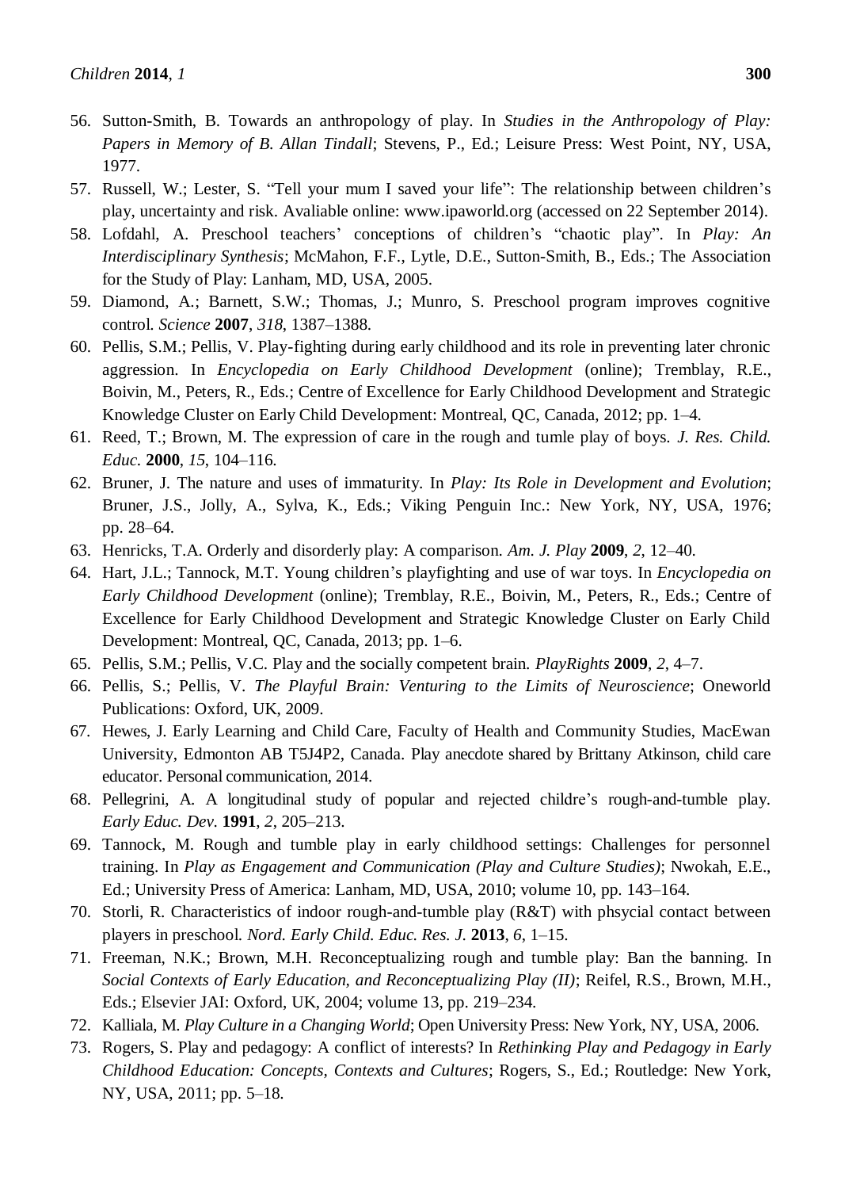56. Sutton-Smith, B. Towards an anthropology of play. In *Studies in the Anthropology of Play: Papers in Memory of B. Allan Tindall*; Stevens, P., Ed.; Leisure Press: West Point, NY, USA, 1977.
57. Russell, W.; Lester, S. "Tell your mum I saved your life": The relationship between children's play, uncertainty and risk. Avaliable online: www.ipaworld.org (accessed on 22 September 2014).
58. Lofdahl, A. Preschool teachers' conceptions of children's "chaotic play". In *Play: An Interdisciplinary Synthesis*; McMahon, F.F., Lytle, D.E., Sutton-Smith, B., Eds.; The Association for the Study of Play: Lanham, MD, USA, 2005.
59. Diamond, A.; Barnett, S.W.; Thomas, J.; Munro, S. Preschool program improves cognitive control. *Science* **2007**, *318*, 1387–1388.
60. Pellis, S.M.; Pellis, V. Play-fighting during early childhood and its role in preventing later chronic aggression. In *Encyclopedia on Early Childhood Development* (online); Tremblay, R.E., Boivin, M., Peters, R., Eds.; Centre of Excellence for Early Childhood Development and Strategic Knowledge Cluster on Early Child Development: Montreal, QC, Canada, 2012; pp. 1–4.
61. Reed, T.; Brown, M. The expression of care in the rough and tumle play of boys. *J. Res. Child. Educ.* **2000**, *15*, 104–116.
62. Bruner, J. The nature and uses of immaturity. In *Play: Its Role in Development and Evolution*; Bruner, J.S., Jolly, A., Sylva, K., Eds.; Viking Penguin Inc.: New York, NY, USA, 1976; pp. 28–64.
63. Henricks, T.A. Orderly and disorderly play: A comparison. *Am. J. Play* **2009**, *2*, 12–40.
64. Hart, J.L.; Tannock, M.T. Young children's playfighting and use of war toys. In *Encyclopedia on Early Childhood Development* (online); Tremblay, R.E., Boivin, M., Peters, R., Eds.; Centre of Excellence for Early Childhood Development and Strategic Knowledge Cluster on Early Child Development: Montreal, QC, Canada, 2013; pp. 1–6.
65. Pellis, S.M.; Pellis, V.C. Play and the socially competent brain. *PlayRights* **2009**, *2*, 4–7.
66. Pellis, S.; Pellis, V. *The Playful Brain: Venturing to the Limits of Neuroscience*; Oneworld Publications: Oxford, UK, 2009.
67. Hewes, J. Early Learning and Child Care, Faculty of Health and Community Studies, MacEwan University, Edmonton AB T5J4P2, Canada. Play anecdote shared by Brittany Atkinson, child care educator. Personal communication, 2014.
68. Pellegrini, A. A longitudinal study of popular and rejected childre's rough-and-tumble play. *Early Educ. Dev.* **1991**, *2*, 205–213.
69. Tannock, M. Rough and tumble play in early childhood settings: Challenges for personnel training. In *Play as Engagement and Communication (Play and Culture Studies)*; Nwokah, E.E., Ed.; University Press of America: Lanham, MD, USA, 2010; volume 10, pp. 143–164.
70. Storli, R. Characteristics of indoor rough-and-tumble play (R&T) with phsycial contact between players in preschool. *Nord. Early Child. Educ. Res. J.* **2013**, *6*, 1–15.
71. Freeman, N.K.; Brown, M.H. Reconceptualizing rough and tumble play: Ban the banning. In *Social Contexts of Early Education, and Reconceptualizing Play (II)*; Reifel, R.S., Brown, M.H., Eds.; Elsevier JAI: Oxford, UK, 2004; volume 13, pp. 219–234.
72. Kalliala, M. *Play Culture in a Changing World*; Open University Press: New York, NY, USA, 2006.
73. Rogers, S. Play and pedagogy: A conflict of interests? In *Rethinking Play and Pedagogy in Early Childhood Education: Concepts, Contexts and Cultures*; Rogers, S., Ed.; Routledge: New York, NY, USA, 2011; pp. 5–18.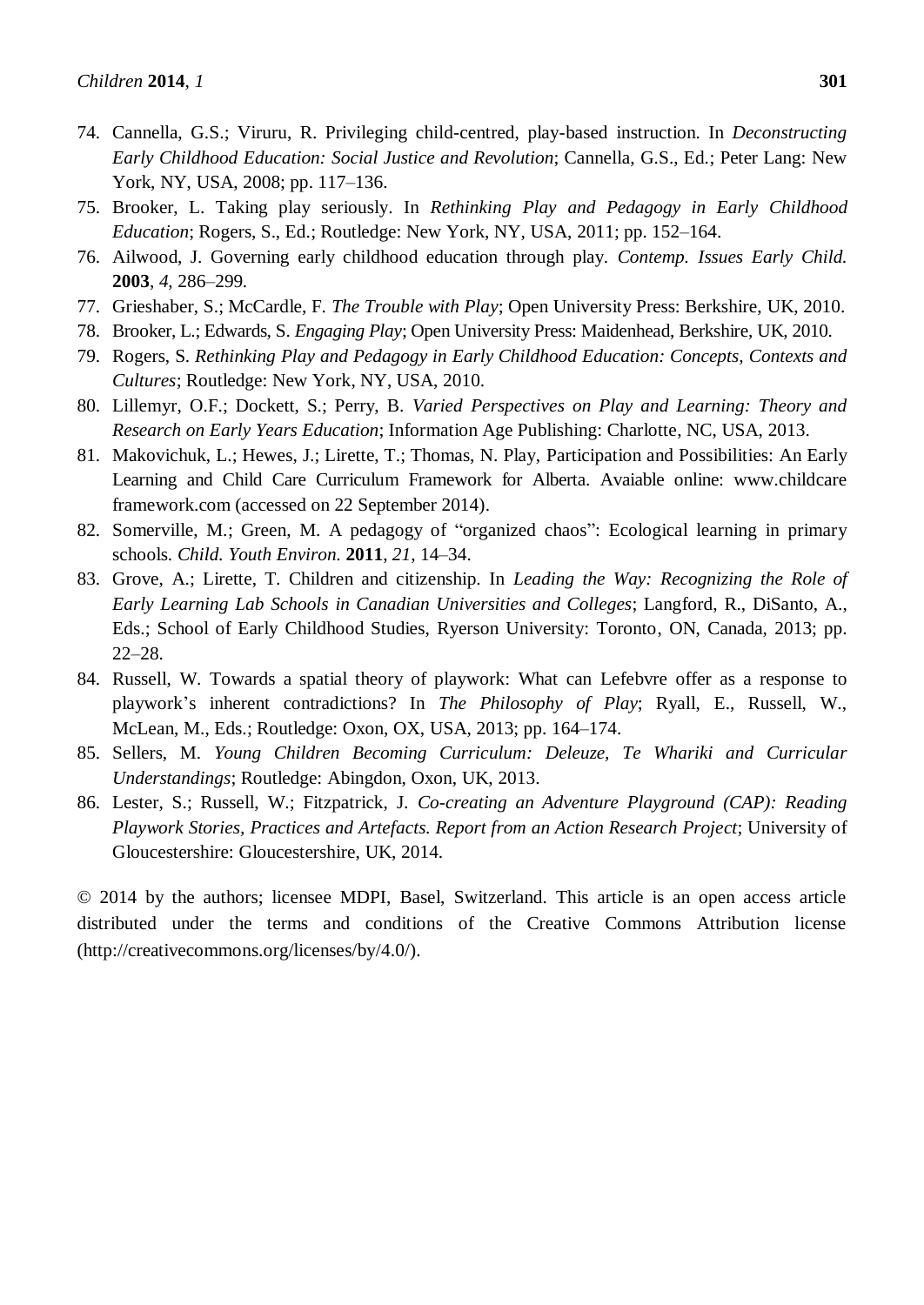74. Cannella, G.S.; Viruru, R. Privileging child-centred, play-based instruction. In *Deconstructing Early Childhood Education: Social Justice and Revolution*; Cannella, G.S., Ed.; Peter Lang: New York, NY, USA, 2008; pp. 117–136.
75. Brooker, L. Taking play seriously. In *Rethinking Play and Pedagogy in Early Childhood Education*; Rogers, S., Ed.; Routledge: New York, NY, USA, 2011; pp. 152–164.
76. Ailwood, J. Governing early childhood education through play. *Contemp. Issues Early Child.* **2003**, *4*, 286–299.
77. Grieshaber, S.; McCardle, F. *The Trouble with Play*; Open University Press: Berkshire, UK, 2010.
78. Brooker, L.; Edwards, S. *Engaging Play*; Open University Press: Maidenhead, Berkshire, UK, 2010.
79. Rogers, S. *Rethinking Play and Pedagogy in Early Childhood Education: Concepts, Contexts and Cultures*; Routledge: New York, NY, USA, 2010.
80. Lillemyr, O.F.; Dockett, S.; Perry, B. *Varied Perspectives on Play and Learning: Theory and Research on Early Years Education*; Information Age Publishing: Charlotte, NC, USA, 2013.
81. Makovichuk, L.; Hewes, J.; Lirette, T.; Thomas, N. Play, Participation and Possibilities: An Early Learning and Child Care Curriculum Framework for Alberta. Avaiable online: www.childcare framework.com (accessed on 22 September 2014).
82. Somerville, M.; Green, M. A pedagogy of "organized chaos": Ecological learning in primary schools. *Child. Youth Environ.* **2011**, *21*, 14–34.
83. Grove, A.; Lirette, T. Children and citizenship. In *Leading the Way: Recognizing the Role of Early Learning Lab Schools in Canadian Universities and Colleges*; Langford, R., DiSanto, A., Eds.; School of Early Childhood Studies, Ryerson University: Toronto, ON, Canada, 2013; pp. 22–28.
84. Russell, W. Towards a spatial theory of playwork: What can Lefebvre offer as a response to playwork's inherent contradictions? In *The Philosophy of Play*; Ryall, E., Russell, W., McLean, M., Eds.; Routledge: Oxon, OX, USA, 2013; pp. 164–174.
85. Sellers, M. *Young Children Becoming Curriculum: Deleuze, Te Whariki and Curricular Understandings*; Routledge: Abingdon, Oxon, UK, 2013.
86. Lester, S.; Russell, W.; Fitzpatrick, J. *Co-creating an Adventure Playground (CAP): Reading Playwork Stories, Practices and Artefacts. Report from an Action Research Project*; University of Gloucestershire: Gloucestershire, UK, 2014.

© 2014 by the authors; licensee MDPI, Basel, Switzerland. This article is an open access article distributed under the terms and conditions of the Creative Commons Attribution license (http://creativecommons.org/licenses/by/4.0/).